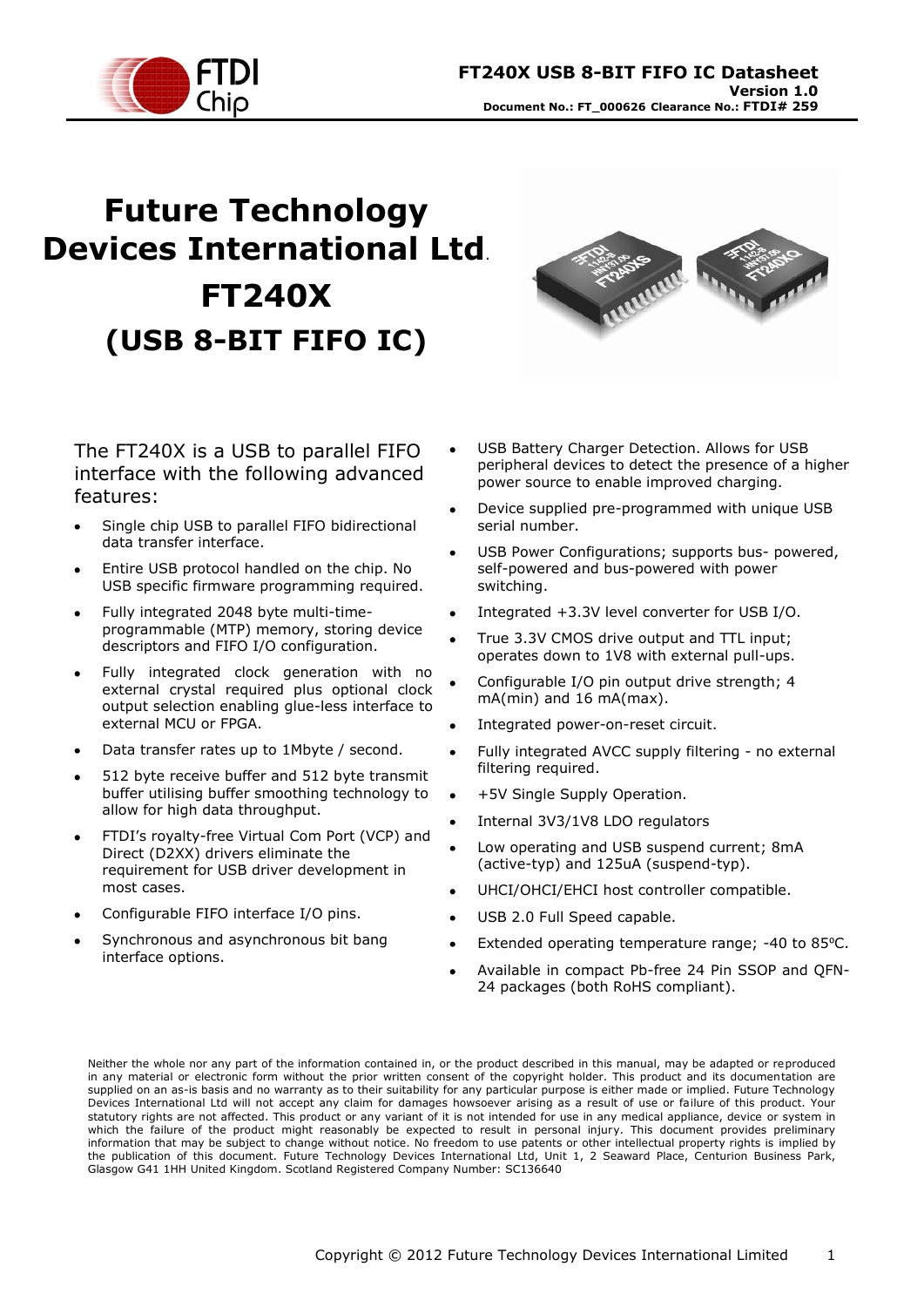# Future Technology Devices International Ltd.

# FT240X

# (USB 8-BIT FIFO IC)

The FT240X is a USB to parallel FIFO interface with the following advanced features:

- Single chip USB to parallel FIFO bidirectional data transfer interface.
- Entire USB protocol handled on the chip. No USB specific firmware programming required.
- Fully integrated 2048 byte multi-time-programmable (MTP) memory, storing device descriptors and FIFO I/O configuration.
- Fully integrated clock generation with no external crystal required plus optional clock output selection enabling glue-less interface to external MCU or FPGA.
- Data transfer rates up to 1Mbyte / second.
- 512 byte receive buffer and 512 byte transmit buffer utilising buffer smoothing technology to allow for high data throughput.
- FTDI's royalty-free Virtual Com Port (VCP) and Direct (D2XX) drivers eliminate the requirement for USB driver development in most cases.
- Configurable FIFO interface I/O pins.
- Synchronous and asynchronous bit bang interface options.
- USB Battery Charger Detection. Allows for USB peripheral devices to detect the presence of a higher power source to enable improved charging.
- Device supplied pre-programmed with unique USB serial number.
- USB Power Configurations; supports bus- powered, self-powered and bus-powered with power switching.
- Integrated +3.3V level converter for USB I/O.
- True 3.3V CMOS drive output and TTL input; operates down to 1V8 with external pull-ups.
- Configurable I/O pin output drive strength; 4 mA(min) and 16 mA(max).
- Integrated power-on-reset circuit.
- Fully integrated AVCC supply filtering - no external filtering required.
- +5V Single Supply Operation.
- Internal 3V3/1V8 LDO regulators
- Low operating and USB suspend current; 8mA (active-typ) and 125uA (suspend-typ).
- UHCI/OHCI/EHCI host controller compatible.
- USB 2.0 Full Speed capable.
- Extended operating temperature range; -40 to 85°C.
- Available in compact Pb-free 24 Pin SSOP and QFN-24 packages (both RoHS compliant).

Neither the whole nor any part of the information contained in, or the product described in this manual, may be adapted or reproduced in any material or electronic form without the prior written consent of the copyright holder. This product and its documentation are supplied on an as-is basis and no warranty as to their suitability for any particular purpose is either made or implied. Future Technology Devices International Ltd will not accept any claim for damages howsoever arising as a result of use or failure of this product. Your statutory rights are not affected. This product or any variant of it is not intended for use in any medical appliance, device or system in which the failure of the product might reasonably be expected to result in personal injury. This document provides preliminary information that may be subject to change without notice. No freedom to use patents or other intellectual property rights is implied by the publication of this document. Future Technology Devices International Ltd, Unit 1, 2 Seaward Place, Centurion Business Park, Glasgow G41 1HH United Kingdom. Scotland Registered Company Number: SC136640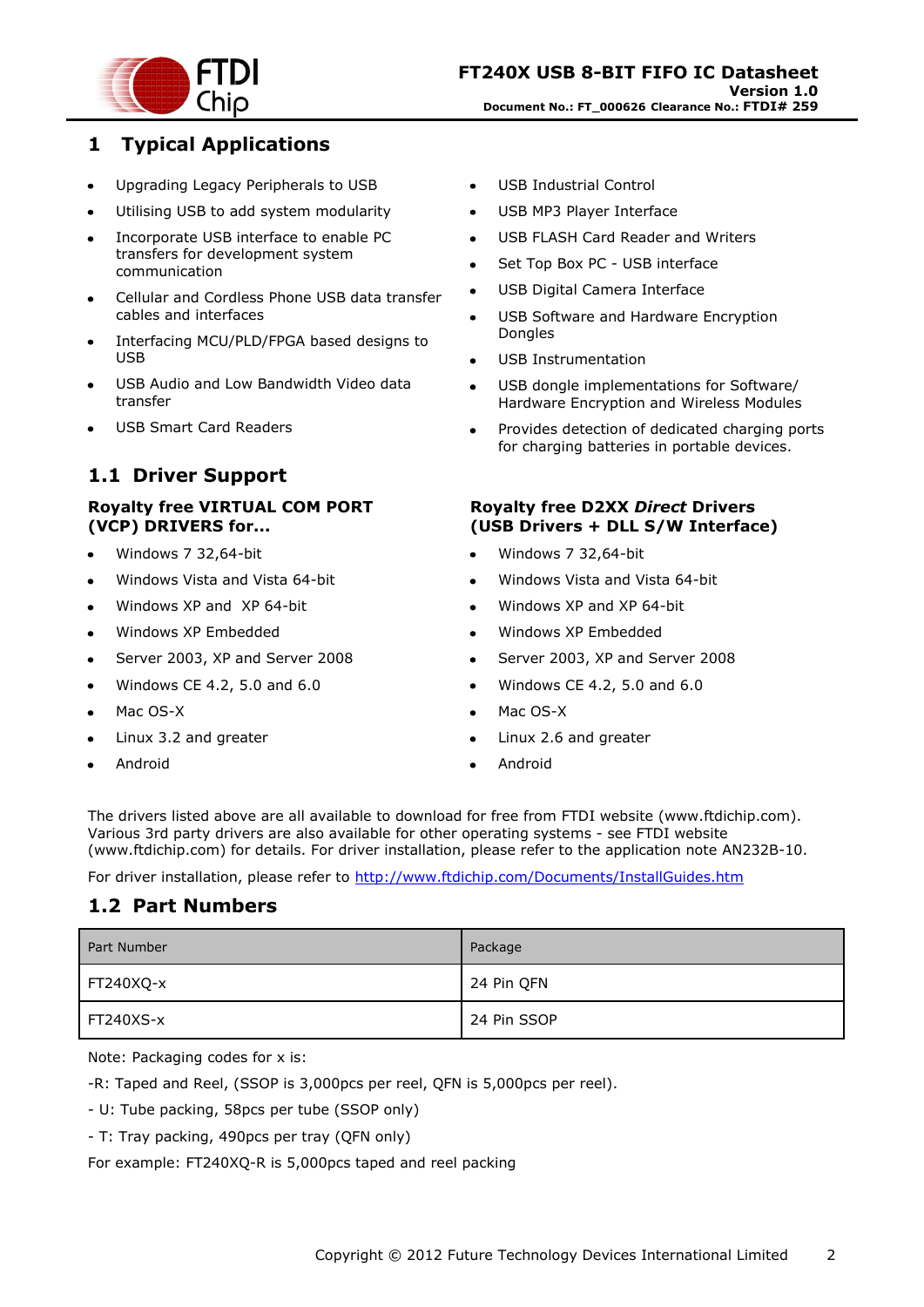# 1 Typical Applications

- Upgrading Legacy Peripherals to USB
- Utilising USB to add system modularity
- Incorporate USB interface to enable PC transfers for development system communication
- Cellular and Cordless Phone USB data transfer cables and interfaces
- Interfacing MCU/PLD/FPGA based designs to USB
- USB Audio and Low Bandwidth Video data transfer
- USB Smart Card Readers
- USB Industrial Control
- USB MP3 Player Interface
- USB FLASH Card Reader and Writers
- Set Top Box PC - USB interface
- USB Digital Camera Interface
- USB Software and Hardware Encryption Dongles
- USB Instrumentation
- USB dongle implementations for Software/ Hardware Encryption and Wireless Modules
- Provides detection of dedicated charging ports for charging batteries in portable devices.

## 1.1 Driver Support

**Royalty free VIRTUAL COM PORT (VCP) DRIVERS for...**

- Windows 7 32,64-bit
- Windows Vista and Vista 64-bit
- Windows XP and XP 64-bit
- Windows XP Embedded
- Server 2003, XP and Server 2008
- Windows CE 4.2, 5.0 and 6.0
- Mac OS-X
- Linux 3.2 and greater
- Android

**Royalty free D2XX *Direct* Drivers (USB Drivers + DLL S/W Interface)**

- Windows 7 32,64-bit
- Windows Vista and Vista 64-bit
- Windows XP and XP 64-bit
- Windows XP Embedded
- Server 2003, XP and Server 2008
- Windows CE 4.2, 5.0 and 6.0
- Mac OS-X
- Linux 2.6 and greater
- Android

The drivers listed above are all available to download for free from FTDI website (www.ftdichip.com). Various 3rd party drivers are also available for other operating systems - see FTDI website (www.ftdichip.com) for details. For driver installation, please refer to the application note AN232B-10.

For driver installation, please refer to http://www.ftdichip.com/Documents/InstallGuides.htm

## 1.2 Part Numbers

| Part Number | Package |
|---|---|
| FT240XQ-x | 24 Pin QFN |
| FT240XS-x | 24 Pin SSOP |

Note: Packaging codes for x is:

-R: Taped and Reel, (SSOP is 3,000pcs per reel, QFN is 5,000pcs per reel).

- U: Tube packing, 58pcs per tube (SSOP only)

- T: Tray packing, 490pcs per tray (QFN only)

For example: FT240XQ-R is 5,000pcs taped and reel packing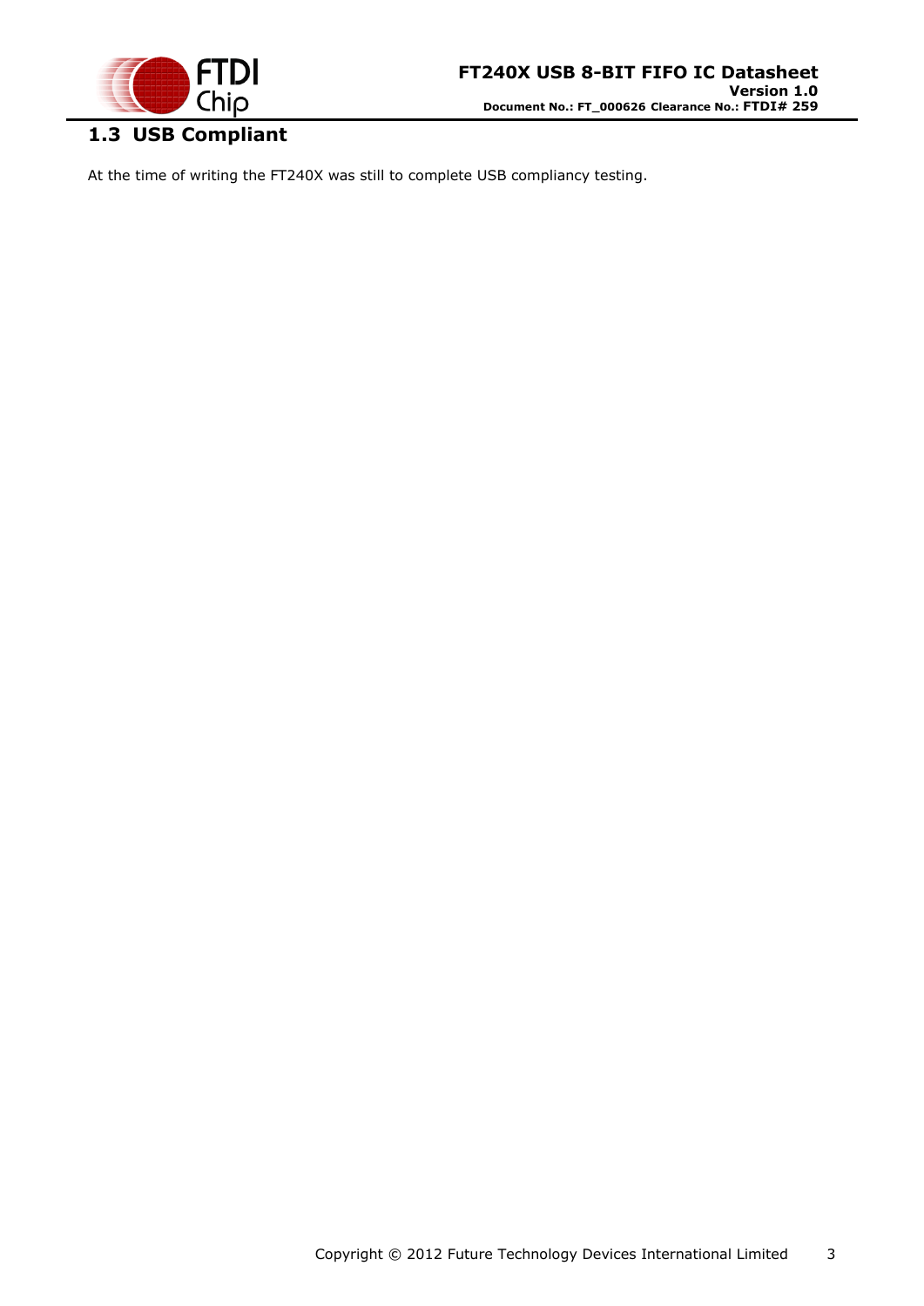## 1.3 USB Compliant

At the time of writing the FT240X was still to complete USB compliancy testing.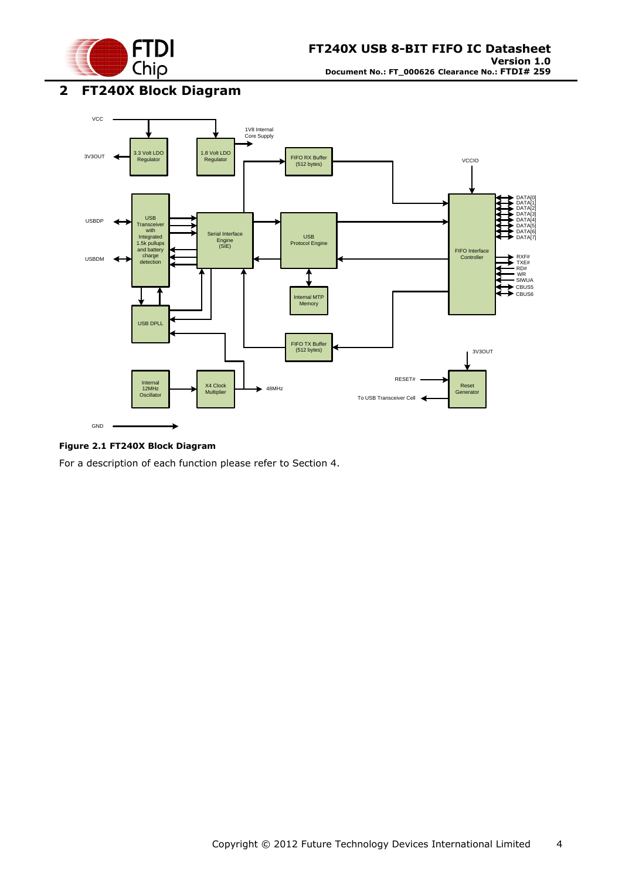## 2 FT240X Block Diagram

**Figure 2.1 FT240X Block Diagram**

For a description of each function please refer to Section 4.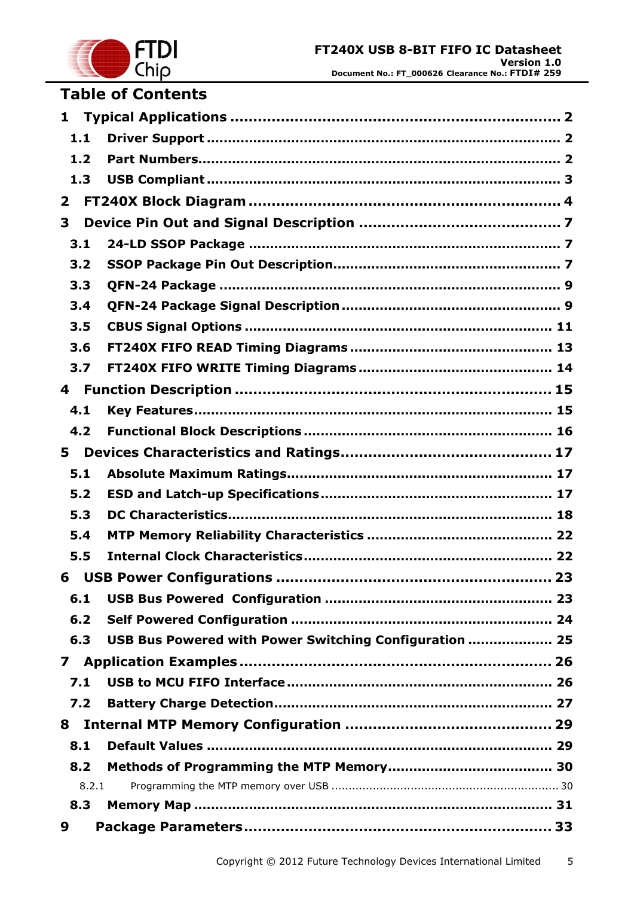# Table of Contents

**1 Typical Applications ........................................................ 2**

**1.1 Driver Support ........................................................ 2**

**1.2 Part Numbers........................................................ 2**

**1.3 USB Compliant ........................................................ 3**

**2 FT240X Block Diagram ........................................................ 4**

**3 Device Pin Out and Signal Description ........................................ 7**

**3.1 24-LD SSOP Package ........................................................ 7**

**3.2 SSOP Package Pin Out Description........................................ 7**

**3.3 QFN-24 Package ........................................................ 9**

**3.4 QFN-24 Package Signal Description ........................................ 9**

**3.5 CBUS Signal Options ........................................................ 11**

**3.6 FT240X FIFO READ Timing Diagrams ........................................ 13**

**3.7 FT240X FIFO WRITE Timing Diagrams ........................................ 14**

**4 Function Description ........................................................ 15**

**4.1 Key Features........................................................ 15**

**4.2 Functional Block Descriptions ........................................ 16**

**5 Devices Characteristics and Ratings........................................ 17**

**5.1 Absolute Maximum Ratings........................................................ 17**

**5.2 ESD and Latch-up Specifications........................................ 17**

**5.3 DC Characteristics........................................................ 18**

**5.4 MTP Memory Reliability Characteristics ........................................ 22**

**5.5 Internal Clock Characteristics........................................ 22**

**6 USB Power Configurations ........................................................ 23**

**6.1 USB Bus Powered Configuration ........................................ 23**

**6.2 Self Powered Configuration ........................................ 24**

**6.3 USB Bus Powered with Power Switching Configuration .................... 25**

**7 Application Examples ........................................................ 26**

**7.1 USB to MCU FIFO Interface ........................................ 26**

**7.2 Battery Charge Detection........................................................ 27**

**8 Internal MTP Memory Configuration ........................................ 29**

**8.1 Default Values ........................................................ 29**

**8.2 Methods of Programming the MTP Memory........................................ 30**

8.2.1 Programming the MTP memory over USB ........................................ 30

**8.3 Memory Map ........................................................ 31**

**9 Package Parameters........................................................ 33**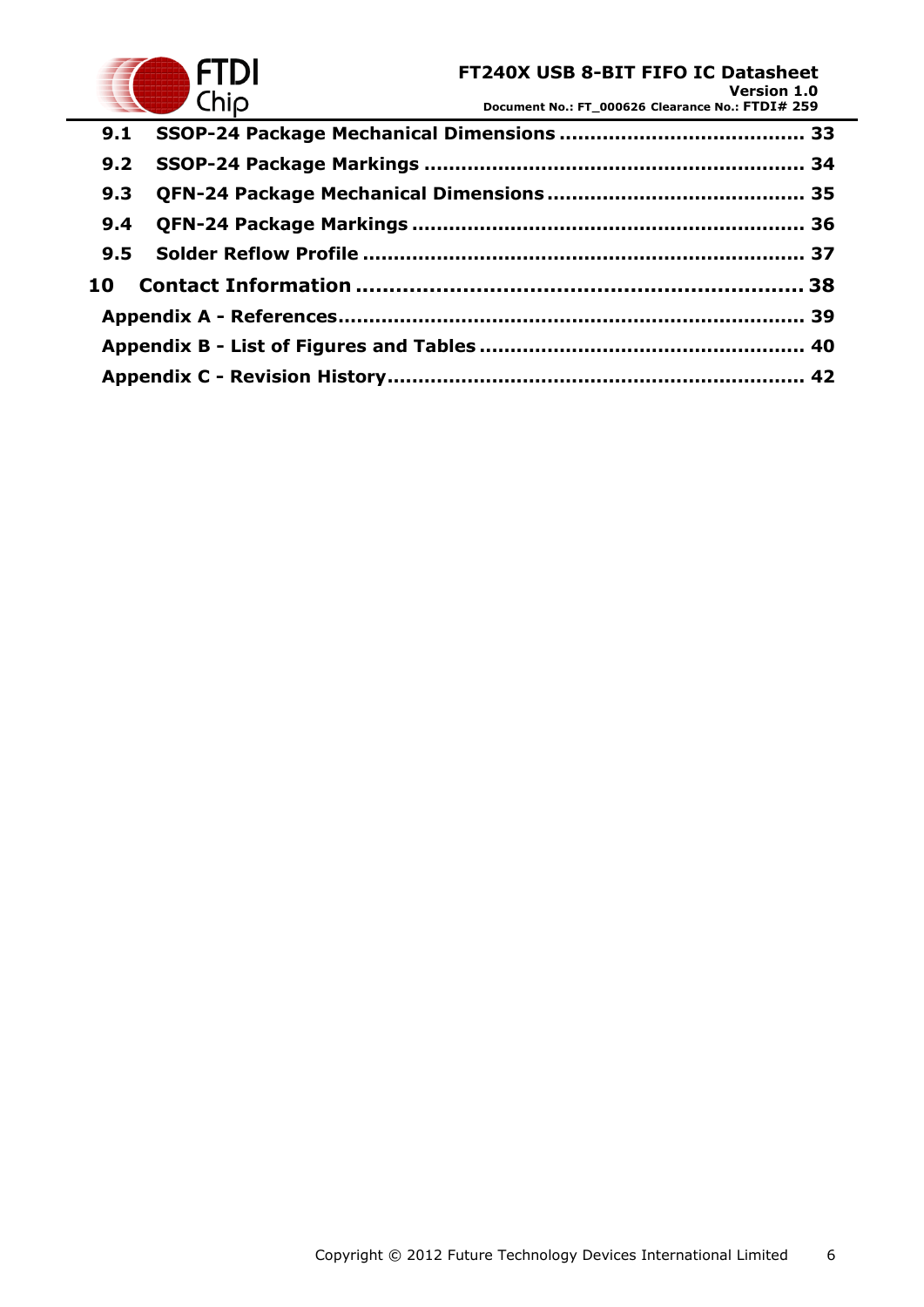**9.1 SSOP-24 Package Mechanical Dimensions ....................................... 33**

**9.2 SSOP-24 Package Markings ............................................................ 34**

**9.3 QFN-24 Package Mechanical Dimensions ......................................... 35**

**9.4 QFN-24 Package Markings .............................................................. 36**

**9.5 Solder Reflow Profile ..................................................................... 37**

**10 Contact Information .................................................................. 38**

**Appendix A - References......................................................................... 39**

**Appendix B - List of Figures and Tables .................................................... 40**

**Appendix C - Revision History.................................................................. 42**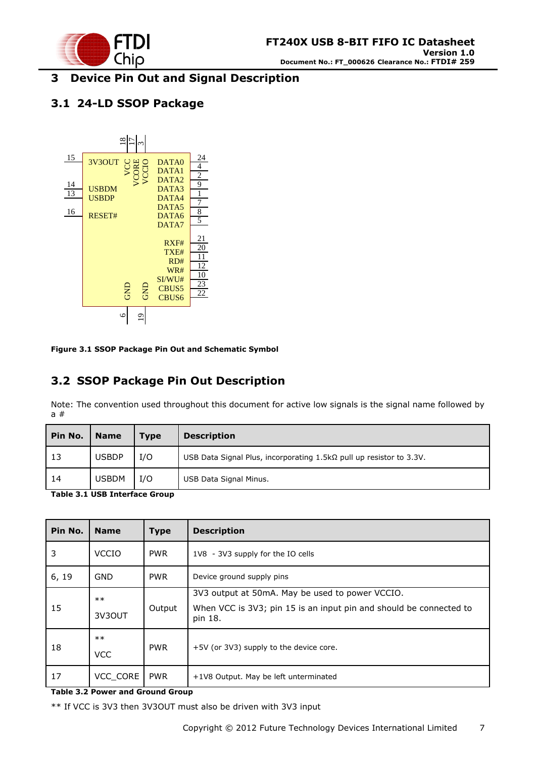# 3 Device Pin Out and Signal Description

## 3.1 24-LD SSOP Package

Figure 3.1 SSOP Package Pin Out and Schematic Symbol

## 3.2 SSOP Package Pin Out Description

Note: The convention used throughout this document for active low signals is the signal name followed by a #

| Pin No. | Name | Type | Description |
|---|---|---|---|
| 13 | USBDP | I/O | USB Data Signal Plus, incorporating 1.5kΩ pull up resistor to 3.3V. |
| 14 | USBDM | I/O | USB Data Signal Minus. |

**Table 3.1 USB Interface Group**

| Pin No. | Name | Type | Description |
|---|---|---|---|
| 3 | VCCIO | PWR | 1V8 - 3V3 supply for the IO cells |
| 6, 19 | GND | PWR | Device ground supply pins |
| 15 | ** 3V3OUT | Output | 3V3 output at 50mA. May be used to power VCCIO. When VCC is 3V3; pin 15 is an input pin and should be connected to pin 18. |
| 18 | ** VCC | PWR | +5V (or 3V3) supply to the device core. |
| 17 | VCC_CORE | PWR | +1V8 Output. May be left unterminated |

**Table 3.2 Power and Ground Group**

** If VCC is 3V3 then 3V3OUT must also be driven with 3V3 input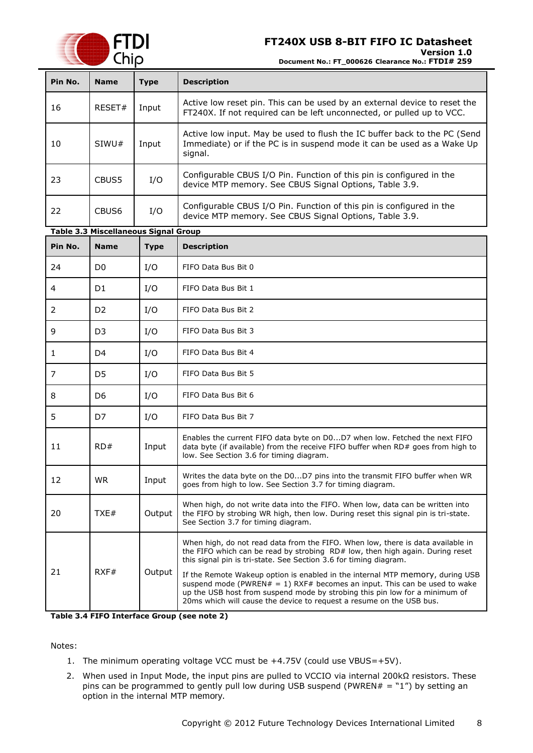| Pin No. | Name | Type | Description |
|---|---|---|---|
| 16 | RESET# | Input | Active low reset pin. This can be used by an external device to reset the FT240X. If not required can be left unconnected, or pulled up to VCC. |
| 10 | SIWU# | Input | Active low input. May be used to flush the IC buffer back to the PC (Send Immediate) or if the PC is in suspend mode it can be used as a Wake Up signal. |
| 23 | CBUS5 | I/O | Configurable CBUS I/O Pin. Function of this pin is configured in the device MTP memory. See CBUS Signal Options, Table 3.9. |
| 22 | CBUS6 | I/O | Configurable CBUS I/O Pin. Function of this pin is configured in the device MTP memory. See CBUS Signal Options, Table 3.9. |

**Table 3.3 Miscellaneous Signal Group**

| Pin No. | Name | Type | Description |
|---|---|---|---|
| 24 | D0 | I/O | FIFO Data Bus Bit 0 |
| 4 | D1 | I/O | FIFO Data Bus Bit 1 |
| 2 | D2 | I/O | FIFO Data Bus Bit 2 |
| 9 | D3 | I/O | FIFO Data Bus Bit 3 |
| 1 | D4 | I/O | FIFO Data Bus Bit 4 |
| 7 | D5 | I/O | FIFO Data Bus Bit 5 |
| 8 | D6 | I/O | FIFO Data Bus Bit 6 |
| 5 | D7 | I/O | FIFO Data Bus Bit 7 |
| 11 | RD# | Input | Enables the current FIFO data byte on D0...D7 when low. Fetched the next FIFO data byte (if available) from the receive FIFO buffer when RD# goes from high to low. See Section 3.6 for timing diagram. |
| 12 | WR | Input | Writes the data byte on the D0...D7 pins into the transmit FIFO buffer when WR goes from high to low. See Section 3.7 for timing diagram. |
| 20 | TXE# | Output | When high, do not write data into the FIFO. When low, data can be written into the FIFO by strobing WR high, then low. During reset this signal pin is tri-state. See Section 3.7 for timing diagram. |
| 21 | RXF# | Output | When high, do not read data from the FIFO. When low, there is data available in the FIFO which can be read by strobing RD# low, then high again. During reset this signal pin is tri-state. See Section 3.6 for timing diagram.<br><br>If the Remote Wakeup option is enabled in the internal MTP memory, during USB suspend mode (PWREN# = 1) RXF# becomes an input. This can be used to wake up the USB host from suspend mode by strobing this pin low for a minimum of 20ms which will cause the device to request a resume on the USB bus. |

**Table 3.4 FIFO Interface Group (see note 2)**

Notes:

1. The minimum operating voltage VCC must be +4.75V (could use VBUS=+5V).
2. When used in Input Mode, the input pins are pulled to VCCIO via internal 200kΩ resistors. These pins can be programmed to gently pull low during USB suspend (PWREN# = "1") by setting an option in the internal MTP memory.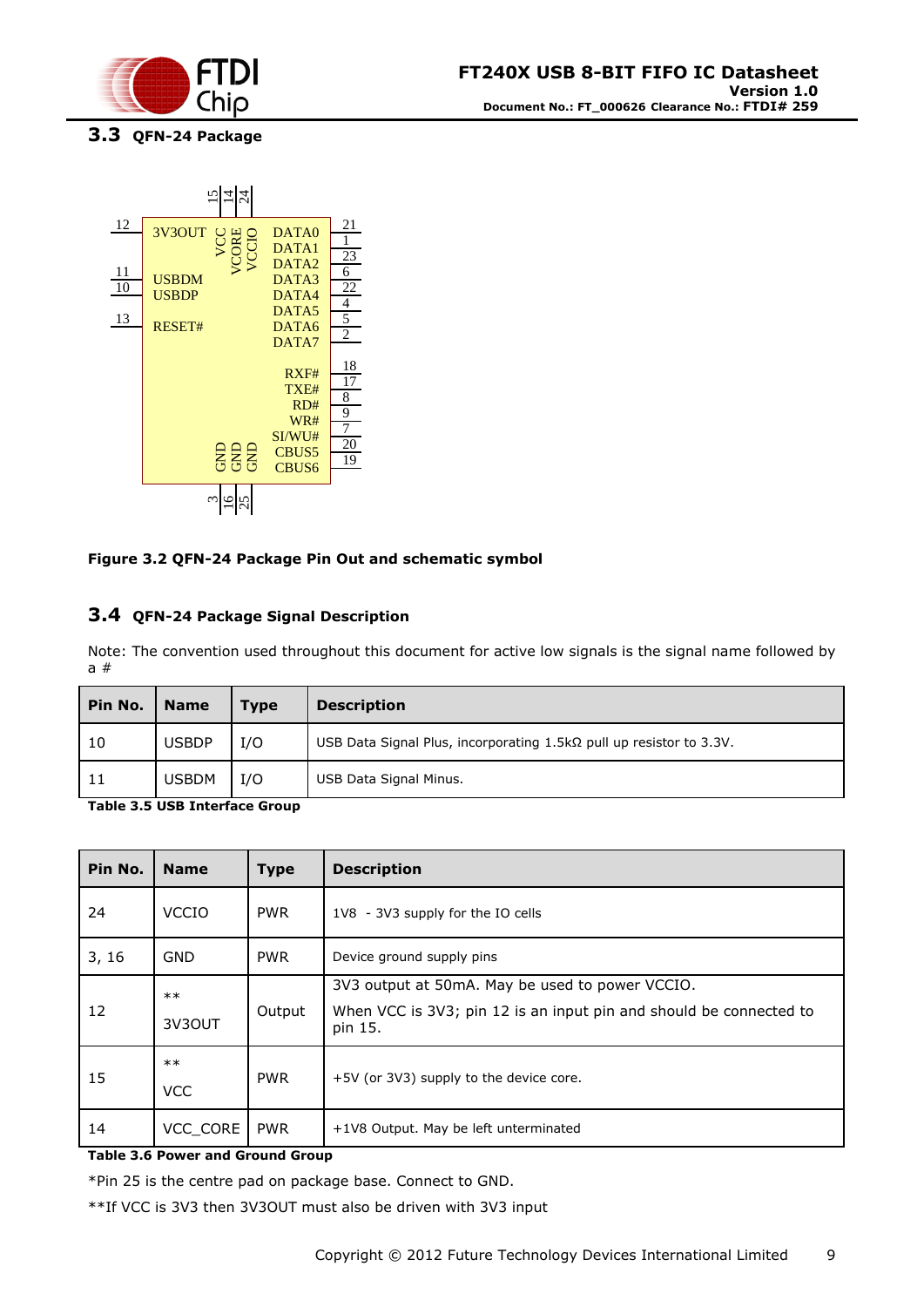## 3.3 QFN-24 Package

Figure 3.2 QFN-24 Package Pin Out and schematic symbol

## 3.4 QFN-24 Package Signal Description

Note: The convention used throughout this document for active low signals is the signal name followed by a #

| Pin No. | Name | Type | Description |
|---|---|---|---|
| 10 | USBDP | I/O | USB Data Signal Plus, incorporating 1.5kΩ pull up resistor to 3.3V. |
| 11 | USBDM | I/O | USB Data Signal Minus. |

**Table 3.5 USB Interface Group**

| Pin No. | Name | Type | Description |
|---|---|---|---|
| 24 | VCCIO | PWR | 1V8 - 3V3 supply for the IO cells |
| 3, 16 | GND | PWR | Device ground supply pins |
| 12 | ** 3V3OUT | Output | 3V3 output at 50mA. May be used to power VCCIO. When VCC is 3V3; pin 12 is an input pin and should be connected to pin 15. |
| 15 | ** VCC | PWR | +5V (or 3V3) supply to the device core. |
| 14 | VCC_CORE | PWR | +1V8 Output. May be left unterminated |

**Table 3.6 Power and Ground Group**

*Pin 25 is the centre pad on package base. Connect to GND.

**If VCC is 3V3 then 3V3OUT must also be driven with 3V3 input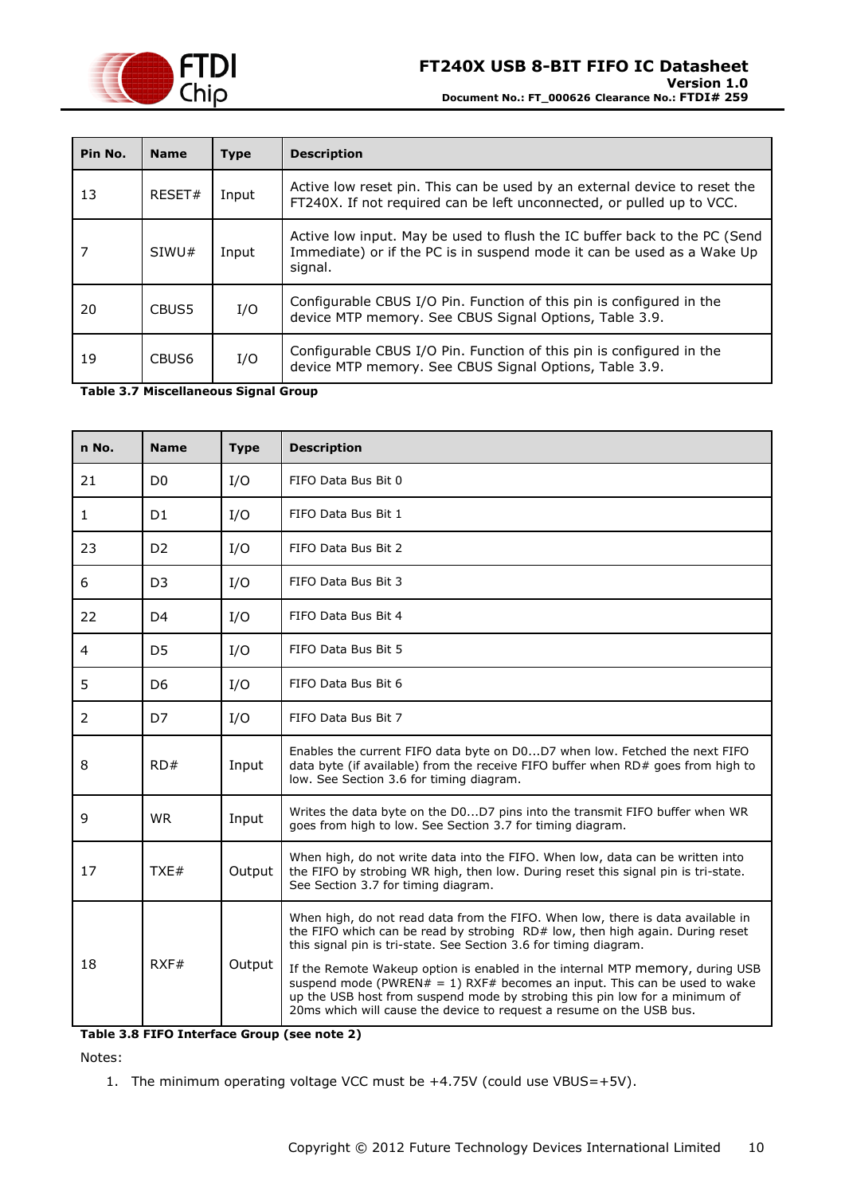| Pin No. | Name | Type | Description |
|---|---|---|---|
| 13 | RESET# | Input | Active low reset pin. This can be used by an external device to reset the FT240X. If not required can be left unconnected, or pulled up to VCC. |
| 7 | SIWU# | Input | Active low input. May be used to flush the IC buffer back to the PC (Send Immediate) or if the PC is in suspend mode it can be used as a Wake Up signal. |
| 20 | CBUS5 | I/O | Configurable CBUS I/O Pin. Function of this pin is configured in the device MTP memory. See CBUS Signal Options, Table 3.9. |
| 19 | CBUS6 | I/O | Configurable CBUS I/O Pin. Function of this pin is configured in the device MTP memory. See CBUS Signal Options, Table 3.9. |

**Table 3.7 Miscellaneous Signal Group**

| n No. | Name | Type | Description |
|---|---|---|---|
| 21 | D0 | I/O | FIFO Data Bus Bit 0 |
| 1 | D1 | I/O | FIFO Data Bus Bit 1 |
| 23 | D2 | I/O | FIFO Data Bus Bit 2 |
| 6 | D3 | I/O | FIFO Data Bus Bit 3 |
| 22 | D4 | I/O | FIFO Data Bus Bit 4 |
| 4 | D5 | I/O | FIFO Data Bus Bit 5 |
| 5 | D6 | I/O | FIFO Data Bus Bit 6 |
| 2 | D7 | I/O | FIFO Data Bus Bit 7 |
| 8 | RD# | Input | Enables the current FIFO data byte on D0...D7 when low. Fetched the next FIFO data byte (if available) from the receive FIFO buffer when RD# goes from high to low. See Section 3.6 for timing diagram. |
| 9 | WR | Input | Writes the data byte on the D0...D7 pins into the transmit FIFO buffer when WR goes from high to low. See Section 3.7 for timing diagram. |
| 17 | TXE# | Output | When high, do not write data into the FIFO. When low, data can be written into the FIFO by strobing WR high, then low. During reset this signal pin is tri-state. See Section 3.7 for timing diagram. |
| 18 | RXF# | Output | When high, do not read data from the FIFO. When low, there is data available in the FIFO which can be read by strobing RD# low, then high again. During reset this signal pin is tri-state. See Section 3.6 for timing diagram. If the Remote Wakeup option is enabled in the internal MTP memory, during USB suspend mode (PWREN# = 1) RXF# becomes an input. This can be used to wake up the USB host from suspend mode by strobing this pin low for a minimum of 20ms which will cause the device to request a resume on the USB bus. |

**Table 3.8 FIFO Interface Group (see note 2)**

Notes:

1. The minimum operating voltage VCC must be +4.75V (could use VBUS=+5V).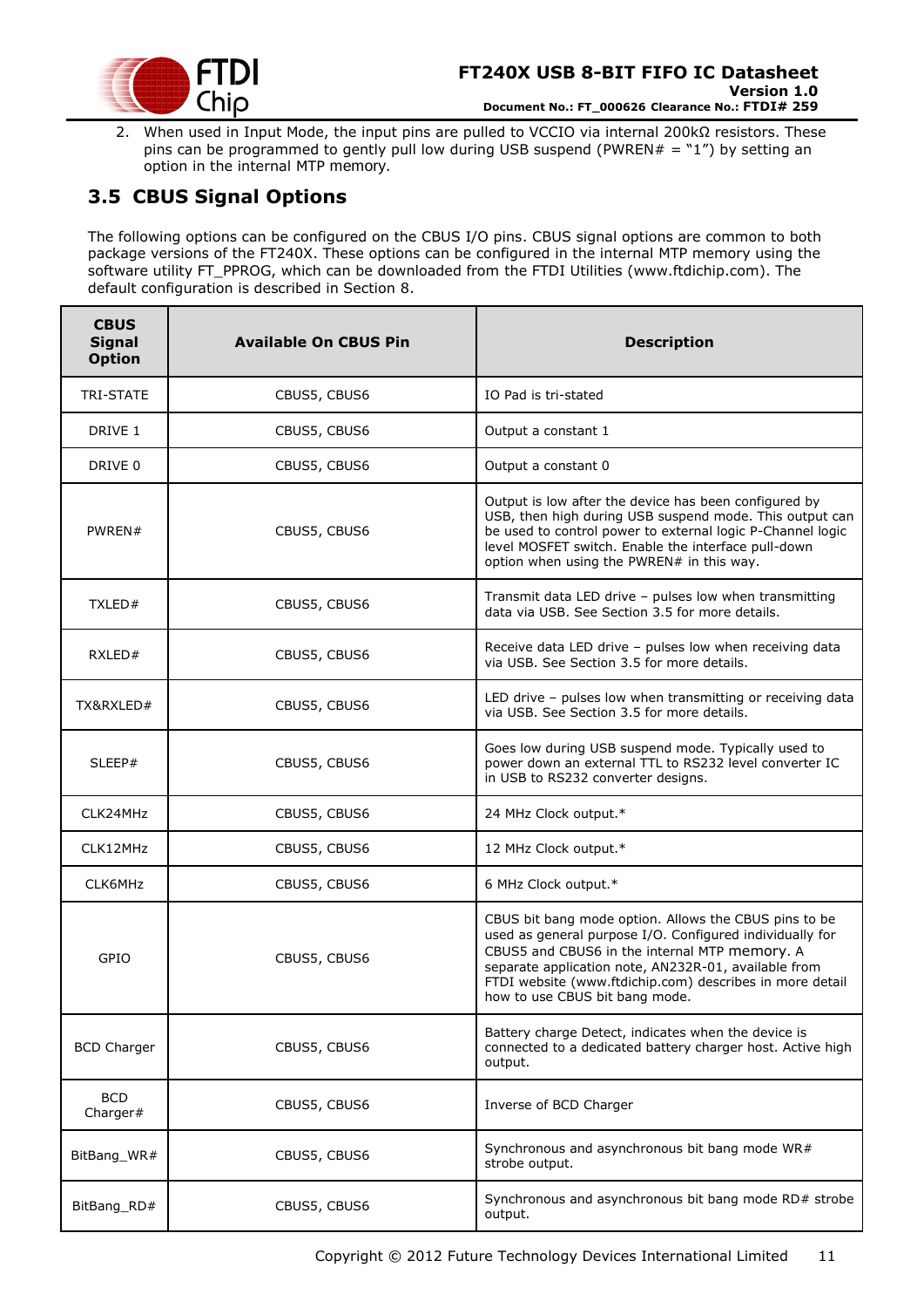2. When used in Input Mode, the input pins are pulled to VCCIO via internal 200kΩ resistors. These pins can be programmed to gently pull low during USB suspend (PWREN# = "1") by setting an option in the internal MTP memory.

## 3.5 CBUS Signal Options

The following options can be configured on the CBUS I/O pins. CBUS signal options are common to both package versions of the FT240X. These options can be configured in the internal MTP memory using the software utility FT_PPROG, which can be downloaded from the FTDI Utilities (www.ftdichip.com). The default configuration is described in Section 8.

| CBUS Signal Option | Available On CBUS Pin | Description |
|---|---|---|
| TRI-STATE | CBUS5, CBUS6 | IO Pad is tri-stated |
| DRIVE 1 | CBUS5, CBUS6 | Output a constant 1 |
| DRIVE 0 | CBUS5, CBUS6 | Output a constant 0 |
| PWREN# | CBUS5, CBUS6 | Output is low after the device has been configured by USB, then high during USB suspend mode. This output can be used to control power to external logic P-Channel logic level MOSFET switch. Enable the interface pull-down option when using the PWREN# in this way. |
| TXLED# | CBUS5, CBUS6 | Transmit data LED drive – pulses low when transmitting data via USB. See Section 3.5 for more details. |
| RXLED# | CBUS5, CBUS6 | Receive data LED drive – pulses low when receiving data via USB. See Section 3.5 for more details. |
| TX&RXLED# | CBUS5, CBUS6 | LED drive – pulses low when transmitting or receiving data via USB. See Section 3.5 for more details. |
| SLEEP# | CBUS5, CBUS6 | Goes low during USB suspend mode. Typically used to power down an external TTL to RS232 level converter IC in USB to RS232 converter designs. |
| CLK24MHz | CBUS5, CBUS6 | 24 MHz Clock output.* |
| CLK12MHz | CBUS5, CBUS6 | 12 MHz Clock output.* |
| CLK6MHz | CBUS5, CBUS6 | 6 MHz Clock output.* |
| GPIO | CBUS5, CBUS6 | CBUS bit bang mode option. Allows the CBUS pins to be used as general purpose I/O. Configured individually for CBUS5 and CBUS6 in the internal MTP memory. A separate application note, AN232R-01, available from FTDI website (www.ftdichip.com) describes in more detail how to use CBUS bit bang mode. |
| BCD Charger | CBUS5, CBUS6 | Battery charge Detect, indicates when the device is connected to a dedicated battery charger host. Active high output. |
| BCD Charger# | CBUS5, CBUS6 | Inverse of BCD Charger |
| BitBang_WR# | CBUS5, CBUS6 | Synchronous and asynchronous bit bang mode WR# strobe output. |
| BitBang_RD# | CBUS5, CBUS6 | Synchronous and asynchronous bit bang mode RD# strobe output. |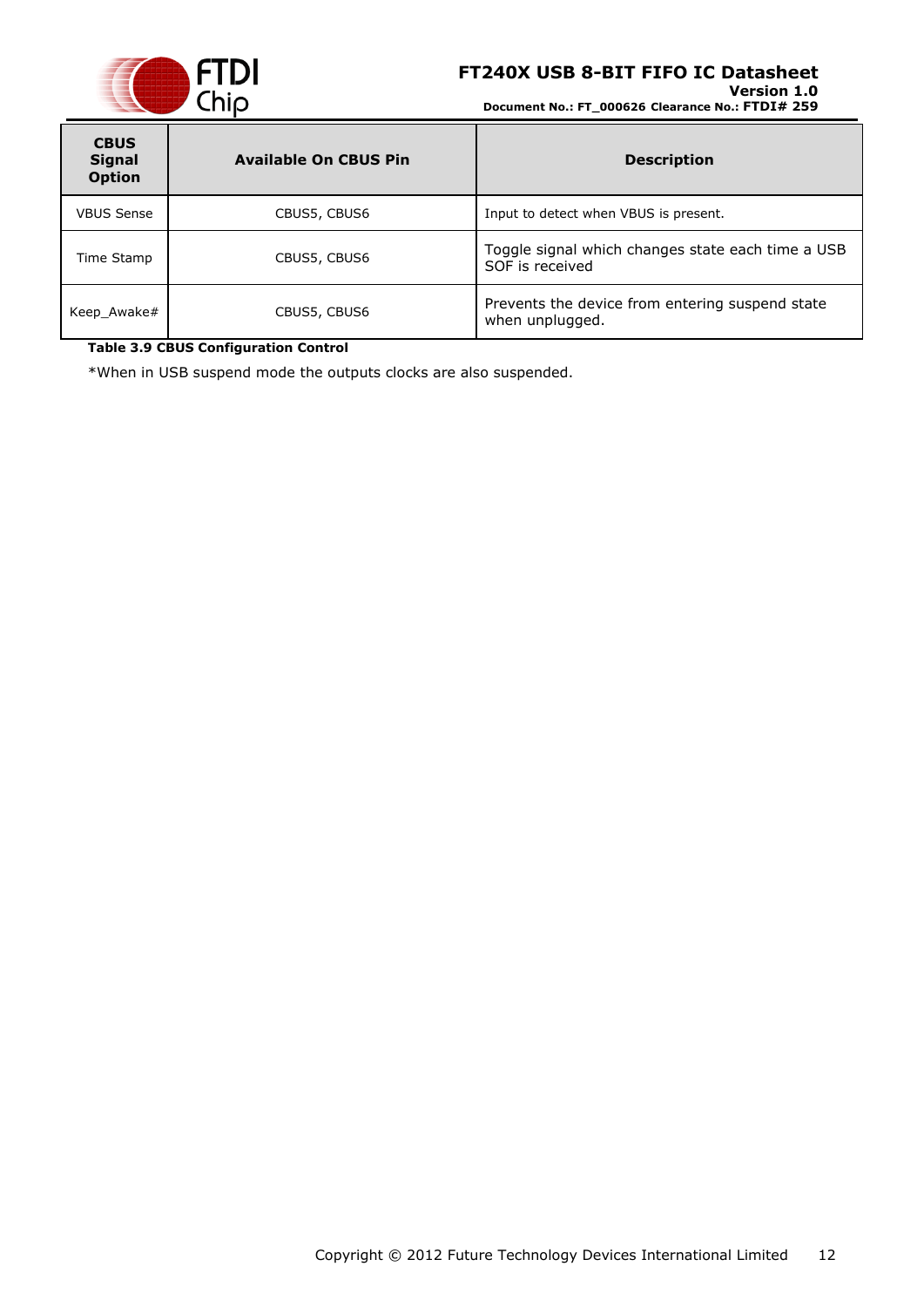| CBUS Signal Option | Available On CBUS Pin | Description |
|---|---|---|
| VBUS Sense | CBUS5, CBUS6 | Input to detect when VBUS is present. |
| Time Stamp | CBUS5, CBUS6 | Toggle signal which changes state each time a USB SOF is received |
| Keep_Awake# | CBUS5, CBUS6 | Prevents the device from entering suspend state when unplugged. |

**Table 3.9 CBUS Configuration Control**

*When in USB suspend mode the outputs clocks are also suspended.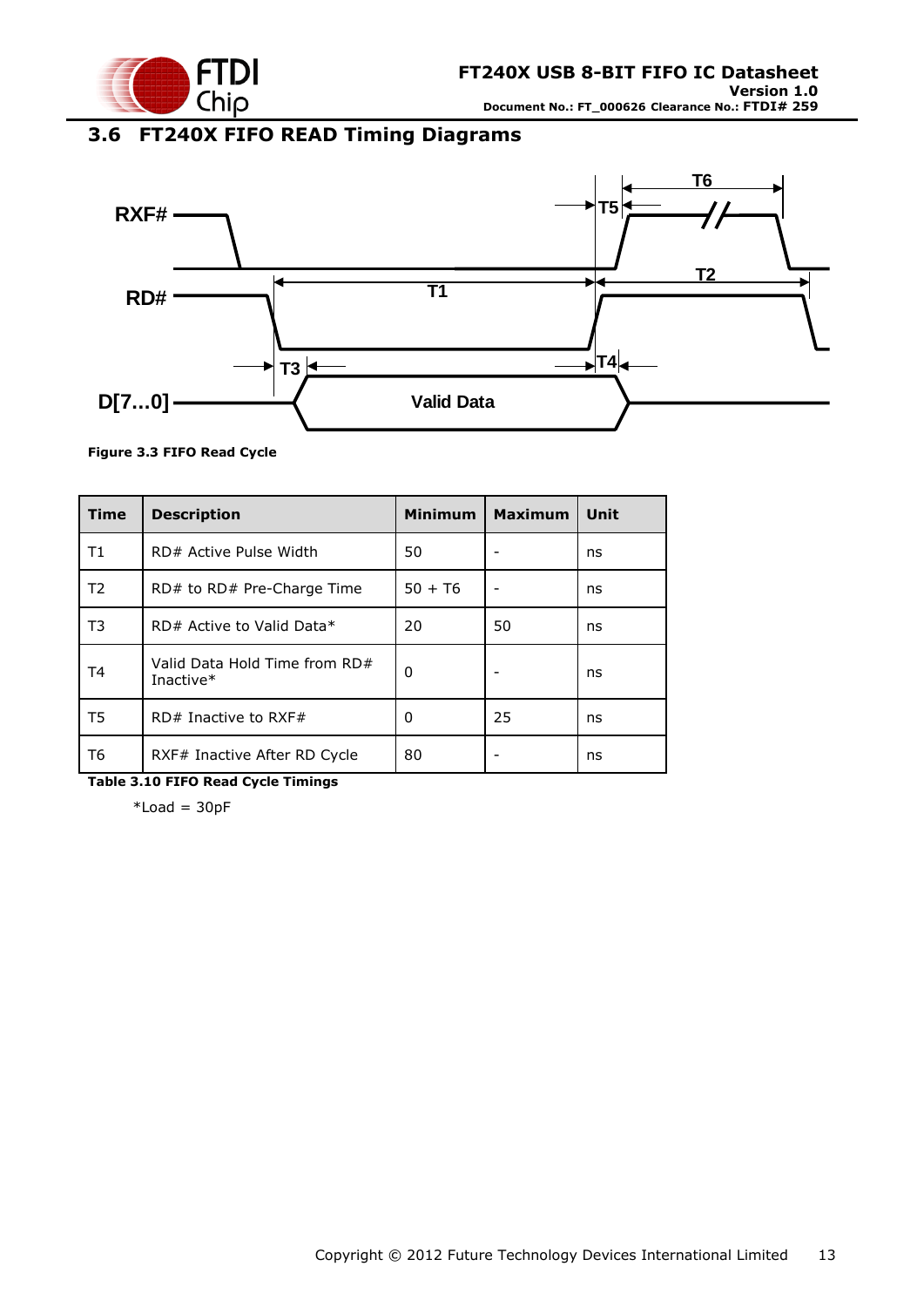## 3.6 FT240X FIFO READ Timing Diagrams

**Figure 3.3 FIFO Read Cycle**

| Time | Description | Minimum | Maximum | Unit |
|---|---|---|---|---|
| T1 | RD# Active Pulse Width | 50 | - | ns |
| T2 | RD# to RD# Pre-Charge Time | 50 + T6 | - | ns |
| T3 | RD# Active to Valid Data* | 20 | 50 | ns |
| T4 | Valid Data Hold Time from RD# Inactive* | 0 | - | ns |
| T5 | RD# Inactive to RXF# | 0 | 25 | ns |
| T6 | RXF# Inactive After RD Cycle | 80 | - | ns |

**Table 3.10 FIFO Read Cycle Timings**

*Load = 30pF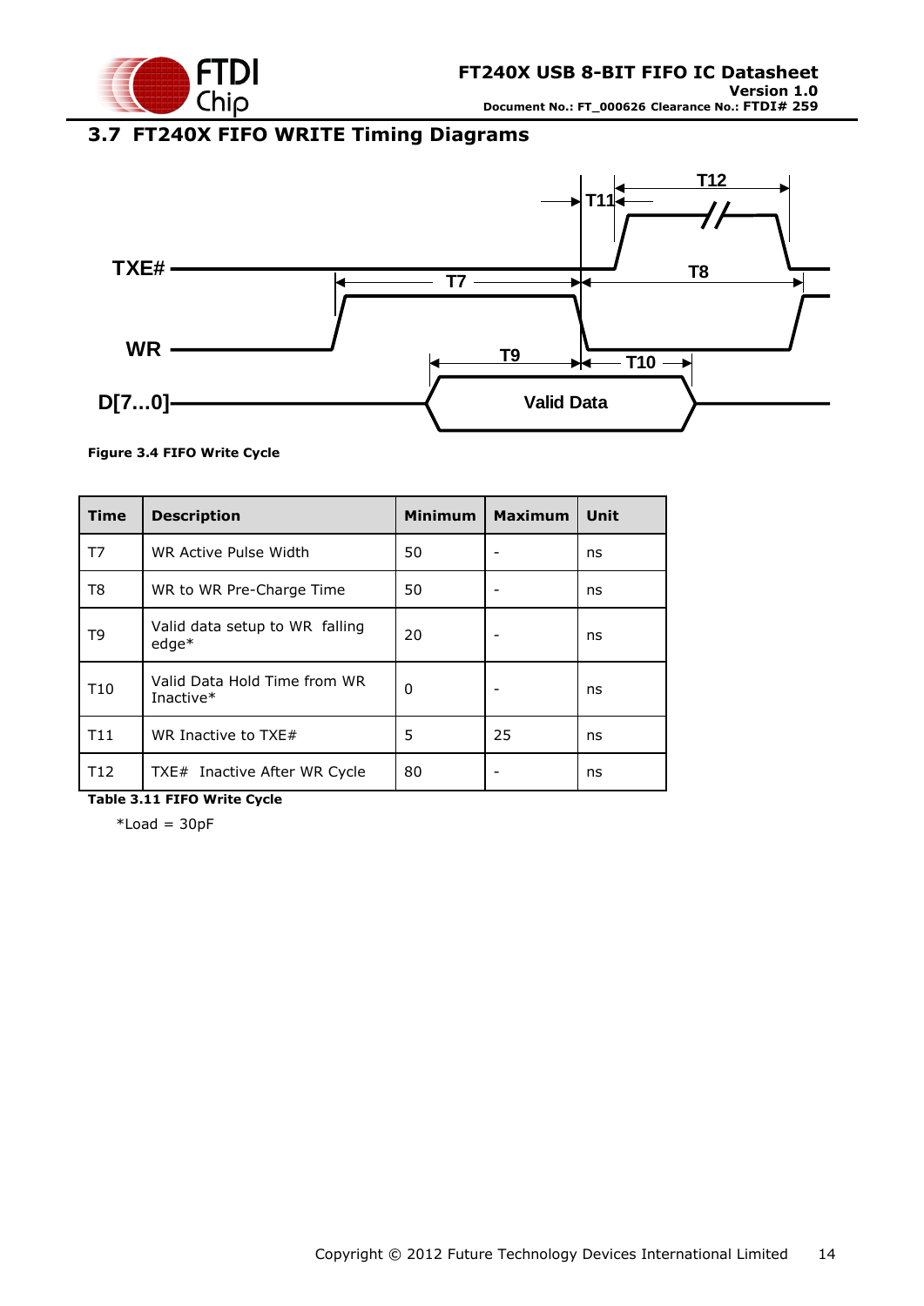## 3.7 FT240X FIFO WRITE Timing Diagrams

Figure 3.4 FIFO Write Cycle

| Time | Description | Minimum | Maximum | Unit |
|---|---|---|---|---|
| T7 | WR Active Pulse Width | 50 | - | ns |
| T8 | WR to WR Pre-Charge Time | 50 | - | ns |
| T9 | Valid data setup to WR falling edge* | 20 | - | ns |
| T10 | Valid Data Hold Time from WR Inactive* | 0 | - | ns |
| T11 | WR Inactive to TXE# | 5 | 25 | ns |
| T12 | TXE# Inactive After WR Cycle | 80 | - | ns |

**Table 3.11 FIFO Write Cycle**

*Load = 30pF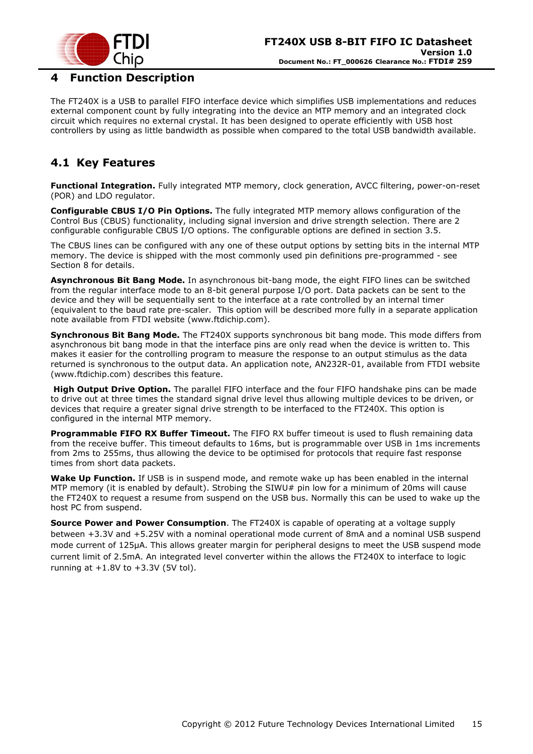# 4 Function Description

The FT240X is a USB to parallel FIFO interface device which simplifies USB implementations and reduces external component count by fully integrating into the device an MTP memory and an integrated clock circuit which requires no external crystal. It has been designed to operate efficiently with USB host controllers by using as little bandwidth as possible when compared to the total USB bandwidth available.

## 4.1 Key Features

**Functional Integration.** Fully integrated MTP memory, clock generation, AVCC filtering, power-on-reset (POR) and LDO regulator.

**Configurable CBUS I/O Pin Options.** The fully integrated MTP memory allows configuration of the Control Bus (CBUS) functionality, including signal inversion and drive strength selection. There are 2 configurable configurable CBUS I/O options. The configurable options are defined in section 3.5.

The CBUS lines can be configured with any one of these output options by setting bits in the internal MTP memory. The device is shipped with the most commonly used pin definitions pre-programmed - see Section 8 for details.

**Asynchronous Bit Bang Mode.** In asynchronous bit-bang mode, the eight FIFO lines can be switched from the regular interface mode to an 8-bit general purpose I/O port. Data packets can be sent to the device and they will be sequentially sent to the interface at a rate controlled by an internal timer (equivalent to the baud rate pre-scaler. This option will be described more fully in a separate application note available from FTDI website (www.ftdichip.com).

**Synchronous Bit Bang Mode.** The FT240X supports synchronous bit bang mode. This mode differs from asynchronous bit bang mode in that the interface pins are only read when the device is written to. This makes it easier for the controlling program to measure the response to an output stimulus as the data returned is synchronous to the output data. An application note, AN232R-01, available from FTDI website (www.ftdichip.com) describes this feature.

**High Output Drive Option.** The parallel FIFO interface and the four FIFO handshake pins can be made to drive out at three times the standard signal drive level thus allowing multiple devices to be driven, or devices that require a greater signal drive strength to be interfaced to the FT240X. This option is configured in the internal MTP memory.

**Programmable FIFO RX Buffer Timeout.** The FIFO RX buffer timeout is used to flush remaining data from the receive buffer. This timeout defaults to 16ms, but is programmable over USB in 1ms increments from 2ms to 255ms, thus allowing the device to be optimised for protocols that require fast response times from short data packets.

**Wake Up Function.** If USB is in suspend mode, and remote wake up has been enabled in the internal MTP memory (it is enabled by default). Strobing the SIWU# pin low for a minimum of 20ms will cause the FT240X to request a resume from suspend on the USB bus. Normally this can be used to wake up the host PC from suspend.

**Source Power and Power Consumption**. The FT240X is capable of operating at a voltage supply between +3.3V and +5.25V with a nominal operational mode current of 8mA and a nominal USB suspend mode current of 125µA. This allows greater margin for peripheral designs to meet the USB suspend mode current limit of 2.5mA. An integrated level converter within the allows the FT240X to interface to logic running at +1.8V to +3.3V (5V tol).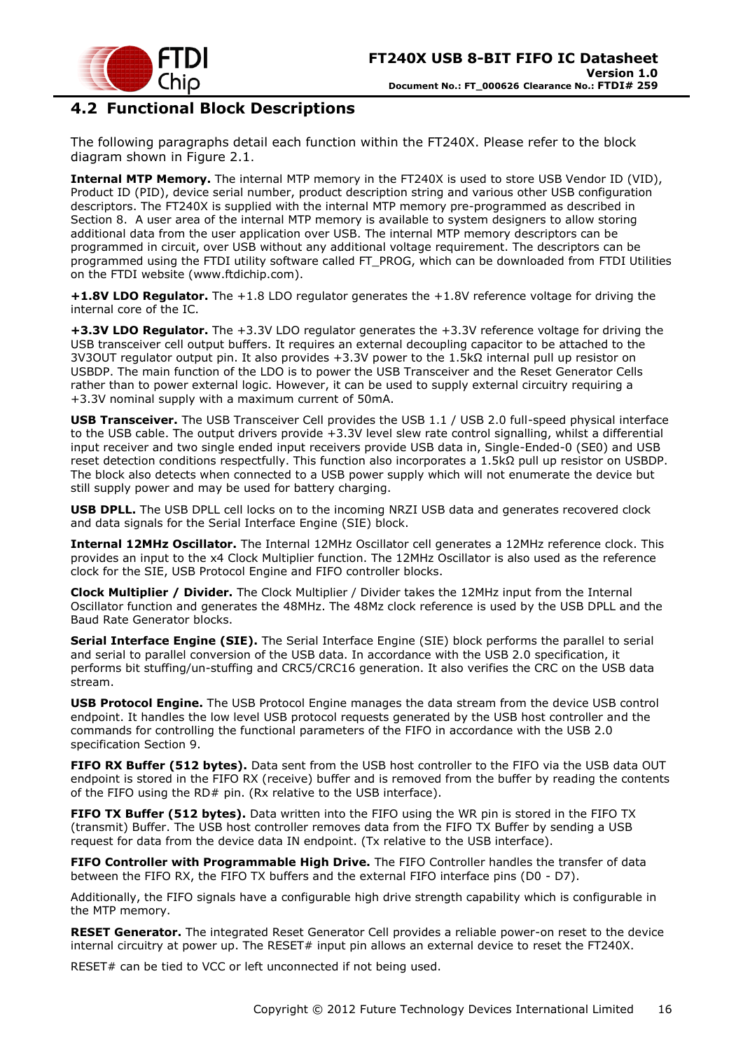## 4.2 Functional Block Descriptions

The following paragraphs detail each function within the FT240X. Please refer to the block diagram shown in Figure 2.1.

**Internal MTP Memory.** The internal MTP memory in the FT240X is used to store USB Vendor ID (VID), Product ID (PID), device serial number, product description string and various other USB configuration descriptors. The FT240X is supplied with the internal MTP memory pre-programmed as described in Section 8. A user area of the internal MTP memory is available to system designers to allow storing additional data from the user application over USB. The internal MTP memory descriptors can be programmed in circuit, over USB without any additional voltage requirement. The descriptors can be programmed using the FTDI utility software called FT_PROG, which can be downloaded from FTDI Utilities on the FTDI website (www.ftdichip.com).

**+1.8V LDO Regulator.** The +1.8 LDO regulator generates the +1.8V reference voltage for driving the internal core of the IC.

**+3.3V LDO Regulator.** The +3.3V LDO regulator generates the +3.3V reference voltage for driving the USB transceiver cell output buffers. It requires an external decoupling capacitor to be attached to the 3V3OUT regulator output pin. It also provides +3.3V power to the 1.5kΩ internal pull up resistor on USBDP. The main function of the LDO is to power the USB Transceiver and the Reset Generator Cells rather than to power external logic. However, it can be used to supply external circuitry requiring a +3.3V nominal supply with a maximum current of 50mA.

**USB Transceiver.** The USB Transceiver Cell provides the USB 1.1 / USB 2.0 full-speed physical interface to the USB cable. The output drivers provide +3.3V level slew rate control signalling, whilst a differential input receiver and two single ended input receivers provide USB data in, Single-Ended-0 (SE0) and USB reset detection conditions respectfully. This function also incorporates a 1.5kΩ pull up resistor on USBDP. The block also detects when connected to a USB power supply which will not enumerate the device but still supply power and may be used for battery charging.

**USB DPLL.** The USB DPLL cell locks on to the incoming NRZI USB data and generates recovered clock and data signals for the Serial Interface Engine (SIE) block.

**Internal 12MHz Oscillator.** The Internal 12MHz Oscillator cell generates a 12MHz reference clock. This provides an input to the x4 Clock Multiplier function. The 12MHz Oscillator is also used as the reference clock for the SIE, USB Protocol Engine and FIFO controller blocks.

**Clock Multiplier / Divider.** The Clock Multiplier / Divider takes the 12MHz input from the Internal Oscillator function and generates the 48MHz. The 48Mz clock reference is used by the USB DPLL and the Baud Rate Generator blocks.

**Serial Interface Engine (SIE).** The Serial Interface Engine (SIE) block performs the parallel to serial and serial to parallel conversion of the USB data. In accordance with the USB 2.0 specification, it performs bit stuffing/un-stuffing and CRC5/CRC16 generation. It also verifies the CRC on the USB data stream.

**USB Protocol Engine.** The USB Protocol Engine manages the data stream from the device USB control endpoint. It handles the low level USB protocol requests generated by the USB host controller and the commands for controlling the functional parameters of the FIFO in accordance with the USB 2.0 specification Section 9.

**FIFO RX Buffer (512 bytes).** Data sent from the USB host controller to the FIFO via the USB data OUT endpoint is stored in the FIFO RX (receive) buffer and is removed from the buffer by reading the contents of the FIFO using the RD# pin. (Rx relative to the USB interface).

**FIFO TX Buffer (512 bytes).** Data written into the FIFO using the WR pin is stored in the FIFO TX (transmit) Buffer. The USB host controller removes data from the FIFO TX Buffer by sending a USB request for data from the device data IN endpoint. (Tx relative to the USB interface).

**FIFO Controller with Programmable High Drive.** The FIFO Controller handles the transfer of data between the FIFO RX, the FIFO TX buffers and the external FIFO interface pins (D0 - D7).

Additionally, the FIFO signals have a configurable high drive strength capability which is configurable in the MTP memory.

**RESET Generator.** The integrated Reset Generator Cell provides a reliable power-on reset to the device internal circuitry at power up. The RESET# input pin allows an external device to reset the FT240X.

RESET# can be tied to VCC or left unconnected if not being used.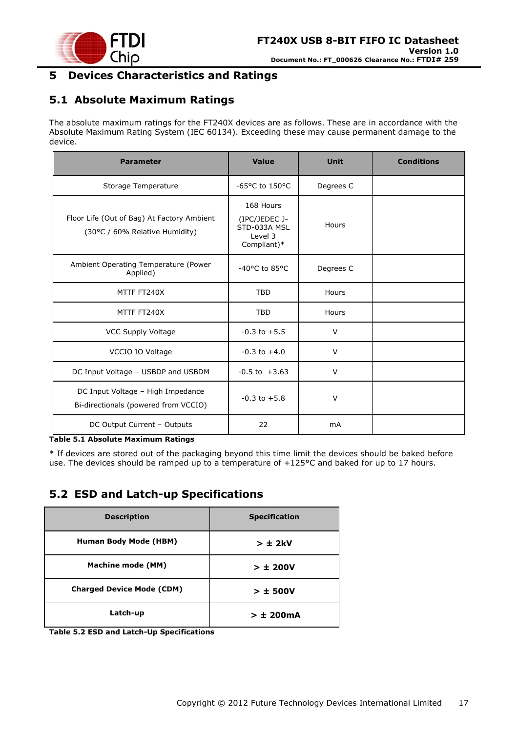# 5 Devices Characteristics and Ratings

## 5.1 Absolute Maximum Ratings

The absolute maximum ratings for the FT240X devices are as follows. These are in accordance with the Absolute Maximum Rating System (IEC 60134). Exceeding these may cause permanent damage to the device.

| Parameter | Value | Unit | Conditions |
|---|---|---|---|
| Storage Temperature | -65°C to 150°C | Degrees C | |
| Floor Life (Out of Bag) At Factory Ambient (30°C / 60% Relative Humidity) | 168 Hours (IPC/JEDEC J-STD-033A MSL Level 3 Compliant)* | Hours | |
| Ambient Operating Temperature (Power Applied) | -40°C to 85°C | Degrees C | |
| MTTF FT240X | TBD | Hours | |
| MTTF FT240X | TBD | Hours | |
| VCC Supply Voltage | -0.3 to +5.5 | V | |
| VCCIO IO Voltage | -0.3 to +4.0 | V | |
| DC Input Voltage – USBDP and USBDM | -0.5 to +3.63 | V | |
| DC Input Voltage – High Impedance Bi-directionals (powered from VCCIO) | -0.3 to +5.8 | V | |
| DC Output Current – Outputs | 22 | mA | |

**Table 5.1 Absolute Maximum Ratings**

* If devices are stored out of the packaging beyond this time limit the devices should be baked before use. The devices should be ramped up to a temperature of +125°C and baked for up to 17 hours.

## 5.2 ESD and Latch-up Specifications

| Description | Specification |
|---|---|
| **Human Body Mode (HBM)** | **> ± 2kV** |
| **Machine mode (MM)** | **> ± 200V** |
| **Charged Device Mode (CDM)** | **> ± 500V** |
| **Latch-up** | **> ± 200mA** |

**Table 5.2 ESD and Latch-Up Specifications**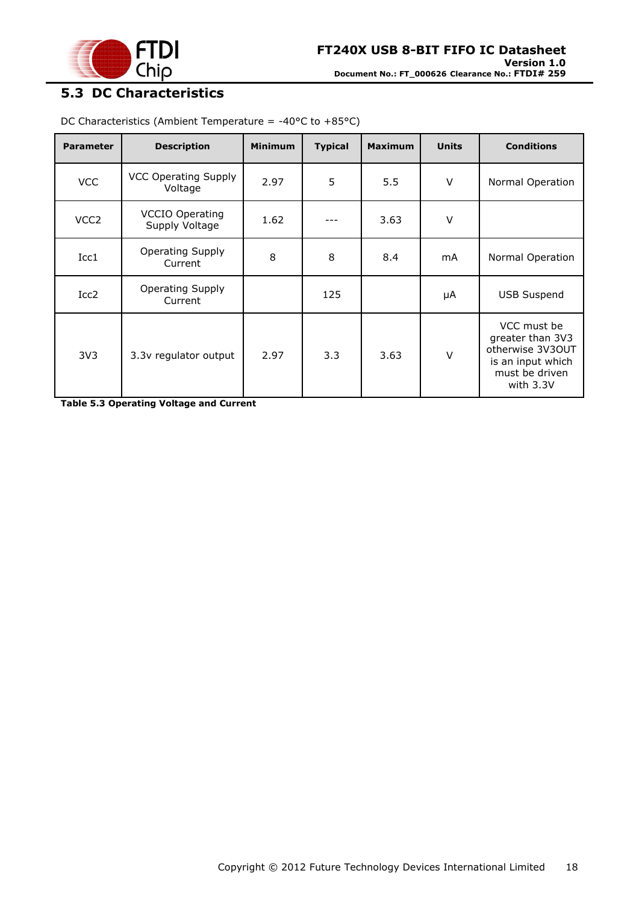## 5.3 DC Characteristics

DC Characteristics (Ambient Temperature = -40°C to +85°C)

| Parameter | Description | Minimum | Typical | Maximum | Units | Conditions |
|---|---|---|---|---|---|---|
| VCC | VCC Operating Supply Voltage | 2.97 | 5 | 5.5 | V | Normal Operation |
| VCC2 | VCCIO Operating Supply Voltage | 1.62 | --- | 3.63 | V | |
| Icc1 | Operating Supply Current | 8 | 8 | 8.4 | mA | Normal Operation |
| Icc2 | Operating Supply Current | | 125 | | μA | USB Suspend |
| 3V3 | 3.3v regulator output | 2.97 | 3.3 | 3.63 | V | VCC must be greater than 3V3 otherwise 3V3OUT is an input which must be driven with 3.3V |

**Table 5.3 Operating Voltage and Current**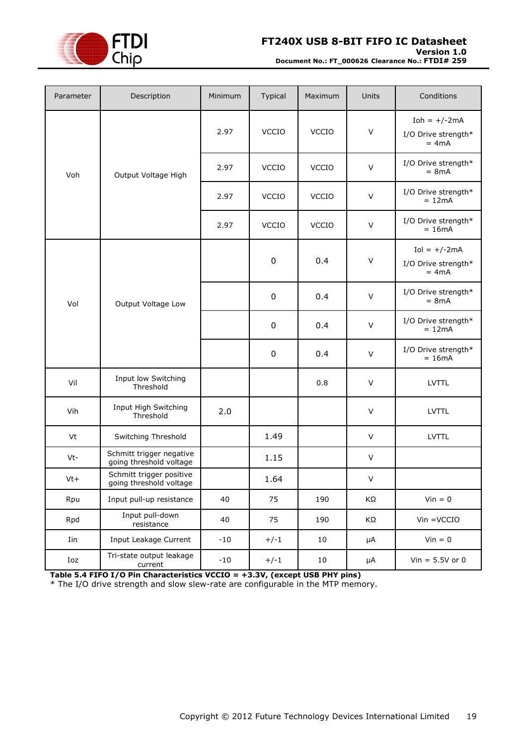| Parameter | Description | Minimum | Typical | Maximum | Units | Conditions |
|---|---|---|---|---|---|---|
| Voh | Output Voltage High | 2.97 | VCCIO | VCCIO | V | Ioh = +/-2mA I/O Drive strength* = 4mA |
| | | 2.97 | VCCIO | VCCIO | V | I/O Drive strength* = 8mA |
| | | 2.97 | VCCIO | VCCIO | V | I/O Drive strength* = 12mA |
| | | 2.97 | VCCIO | VCCIO | V | I/O Drive strength* = 16mA |
| Vol | Output Voltage Low | | 0 | 0.4 | V | Iol = +/-2mA I/O Drive strength* = 4mA |
| | | | 0 | 0.4 | V | I/O Drive strength* = 8mA |
| | | | 0 | 0.4 | V | I/O Drive strength* = 12mA |
| | | | 0 | 0.4 | V | I/O Drive strength* = 16mA |
| Vil | Input low Switching Threshold | | | 0.8 | V | LVTTL |
| Vih | Input High Switching Threshold | 2.0 | | | V | LVTTL |
| Vt | Switching Threshold | | 1.49 | | V | LVTTL |
| Vt- | Schmitt trigger negative going threshold voltage | | 1.15 | | V | |
| Vt+ | Schmitt trigger positive going threshold voltage | | 1.64 | | V | |
| Rpu | Input pull-up resistance | 40 | 75 | 190 | KΩ | Vin = 0 |
| Rpd | Input pull-down resistance | 40 | 75 | 190 | KΩ | Vin =VCCIO |
| Iin | Input Leakage Current | -10 | +/-1 | 10 | μA | Vin = 0 |
| Ioz | Tri-state output leakage current | -10 | +/-1 | 10 | μA | Vin = 5.5V or 0 |

**Table 5.4 FIFO I/O Pin Characteristics VCCIO = +3.3V, (except USB PHY pins)**

* The I/O drive strength and slow slew-rate are configurable in the MTP memory.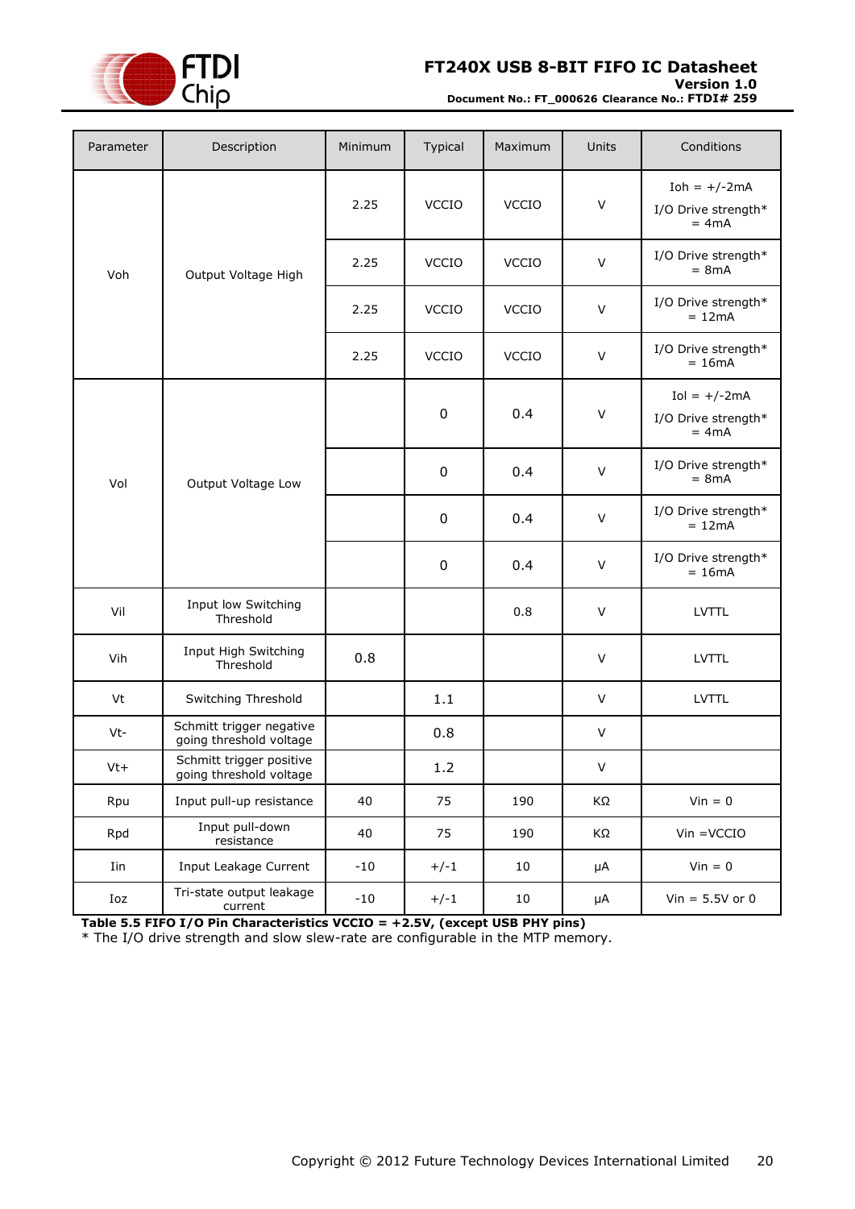| Parameter | Description | Minimum | Typical | Maximum | Units | Conditions |
|---|---|---|---|---|---|---|
| Voh | Output Voltage High | 2.25 | VCCIO | VCCIO | V | Ioh = +/-2mA I/O Drive strength* = 4mA |
| | | 2.25 | VCCIO | VCCIO | V | I/O Drive strength* = 8mA |
| | | 2.25 | VCCIO | VCCIO | V | I/O Drive strength* = 12mA |
| | | 2.25 | VCCIO | VCCIO | V | I/O Drive strength* = 16mA |
| Vol | Output Voltage Low | | 0 | 0.4 | V | Iol = +/-2mA I/O Drive strength* = 4mA |
| | | | 0 | 0.4 | V | I/O Drive strength* = 8mA |
| | | | 0 | 0.4 | V | I/O Drive strength* = 12mA |
| | | | 0 | 0.4 | V | I/O Drive strength* = 16mA |
| Vil | Input low Switching Threshold | | | 0.8 | V | LVTTL |
| Vih | Input High Switching Threshold | 0.8 | | | V | LVTTL |
| Vt | Switching Threshold | | 1.1 | | V | LVTTL |
| Vt- | Schmitt trigger negative going threshold voltage | | 0.8 | | V | |
| Vt+ | Schmitt trigger positive going threshold voltage | | 1.2 | | V | |
| Rpu | Input pull-up resistance | 40 | 75 | 190 | KΩ | Vin = 0 |
| Rpd | Input pull-down resistance | 40 | 75 | 190 | KΩ | Vin =VCCIO |
| Iin | Input Leakage Current | -10 | +/-1 | 10 | μA | Vin = 0 |
| Ioz | Tri-state output leakage current | -10 | +/-1 | 10 | μA | Vin = 5.5V or 0 |

**Table 5.5 FIFO I/O Pin Characteristics VCCIO = +2.5V, (except USB PHY pins)**

* The I/O drive strength and slow slew-rate are configurable in the MTP memory.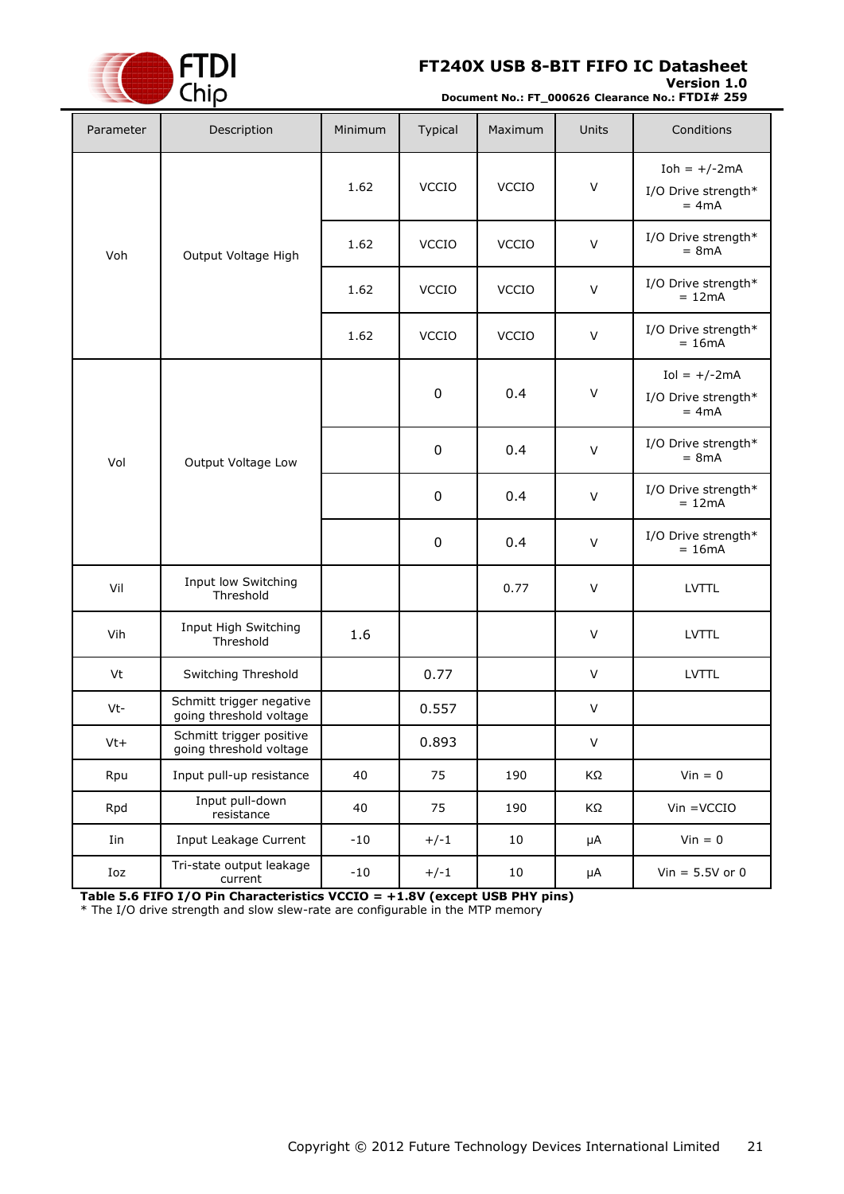| Parameter | Description | Minimum | Typical | Maximum | Units | Conditions |
|---|---|---|---|---|---|---|
| Voh | Output Voltage High | 1.62 | VCCIO | VCCIO | V | Ioh = +/-2mA I/O Drive strength* = 4mA |
| | | 1.62 | VCCIO | VCCIO | V | I/O Drive strength* = 8mA |
| | | 1.62 | VCCIO | VCCIO | V | I/O Drive strength* = 12mA |
| | | 1.62 | VCCIO | VCCIO | V | I/O Drive strength* = 16mA |
| Vol | Output Voltage Low | | 0 | 0.4 | V | Iol = +/-2mA I/O Drive strength* = 4mA |
| | | | 0 | 0.4 | V | I/O Drive strength* = 8mA |
| | | | 0 | 0.4 | V | I/O Drive strength* = 12mA |
| | | | 0 | 0.4 | V | I/O Drive strength* = 16mA |
| Vil | Input low Switching Threshold | | | 0.77 | V | LVTTL |
| Vih | Input High Switching Threshold | 1.6 | | | V | LVTTL |
| Vt | Switching Threshold | | 0.77 | | V | LVTTL |
| Vt- | Schmitt trigger negative going threshold voltage | | 0.557 | | V | |
| Vt+ | Schmitt trigger positive going threshold voltage | | 0.893 | | V | |
| Rpu | Input pull-up resistance | 40 | 75 | 190 | KΩ | Vin = 0 |
| Rpd | Input pull-down resistance | 40 | 75 | 190 | KΩ | Vin =VCCIO |
| Iin | Input Leakage Current | -10 | +/-1 | 10 | μA | Vin = 0 |
| Ioz | Tri-state output leakage current | -10 | +/-1 | 10 | μA | Vin = 5.5V or 0 |

**Table 5.6 FIFO I/O Pin Characteristics VCCIO = +1.8V (except USB PHY pins)**

* The I/O drive strength and slow slew-rate are configurable in the MTP memory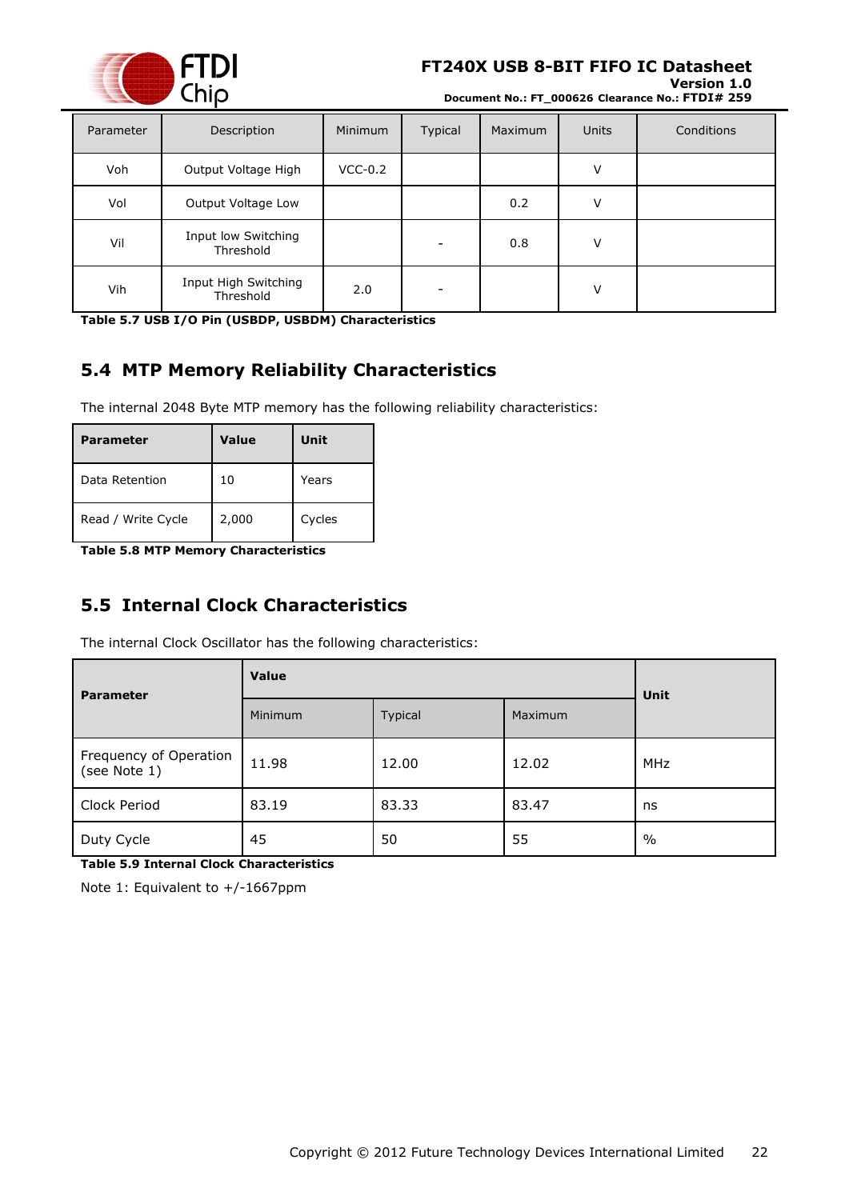| Parameter | Description | Minimum | Typical | Maximum | Units | Conditions |
|---|---|---|---|---|---|---|
| Voh | Output Voltage High | VCC-0.2 | | | V | |
| Vol | Output Voltage Low | | | 0.2 | V | |
| Vil | Input low Switching Threshold | | - | 0.8 | V | |
| Vih | Input High Switching Threshold | 2.0 | - | | V | |

**Table 5.7 USB I/O Pin (USBDP, USBDM) Characteristics**

## 5.4 MTP Memory Reliability Characteristics

The internal 2048 Byte MTP memory has the following reliability characteristics:

| Parameter | Value | Unit |
|---|---|---|
| Data Retention | 10 | Years |
| Read / Write Cycle | 2,000 | Cycles |

**Table 5.8 MTP Memory Characteristics**

## 5.5 Internal Clock Characteristics

The internal Clock Oscillator has the following characteristics:

| Parameter | Value | | | Unit |
|---|---|---|---|---|
| | Minimum | Typical | Maximum | |
| Frequency of Operation (see Note 1) | 11.98 | 12.00 | 12.02 | MHz |
| Clock Period | 83.19 | 83.33 | 83.47 | ns |
| Duty Cycle | 45 | 50 | 55 | % |

**Table 5.9 Internal Clock Characteristics**

Note 1: Equivalent to +/-1667ppm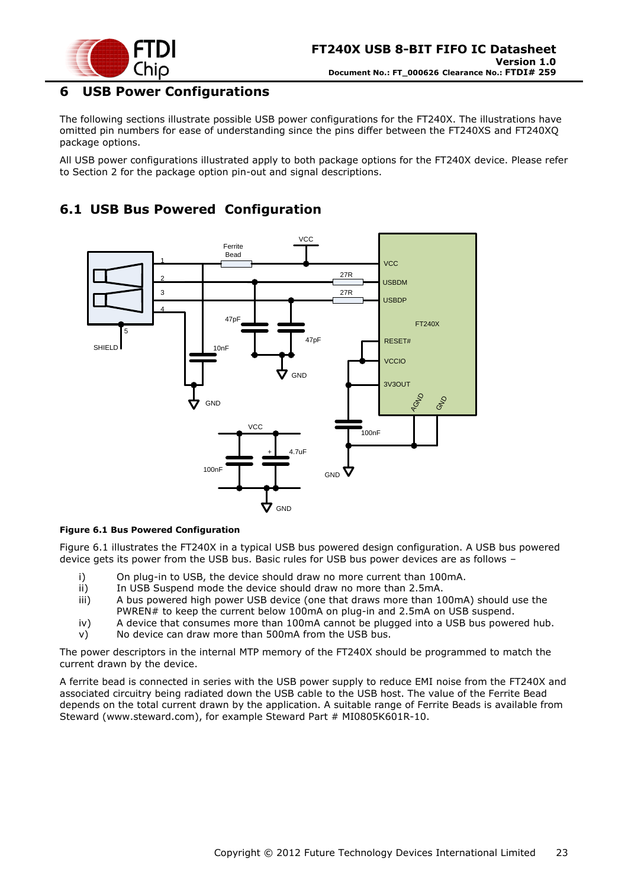# 6 USB Power Configurations

The following sections illustrate possible USB power configurations for the FT240X. The illustrations have omitted pin numbers for ease of understanding since the pins differ between the FT240XS and FT240XQ package options.

All USB power configurations illustrated apply to both package options for the FT240X device. Please refer to Section 2 for the package option pin-out and signal descriptions.

## 6.1 USB Bus Powered Configuration

**Figure 6.1 Bus Powered Configuration**

Figure 6.1 illustrates the FT240X in a typical USB bus powered design configuration. A USB bus powered device gets its power from the USB bus. Basic rules for USB bus power devices are as follows –

i) On plug-in to USB, the device should draw no more current than 100mA.
ii) In USB Suspend mode the device should draw no more than 2.5mA.
iii) A bus powered high power USB device (one that draws more than 100mA) should use the PWREN# to keep the current below 100mA on plug-in and 2.5mA on USB suspend.
iv) A device that consumes more than 100mA cannot be plugged into a USB bus powered hub.
v) No device can draw more than 500mA from the USB bus.

The power descriptors in the internal MTP memory of the FT240X should be programmed to match the current drawn by the device.

A ferrite bead is connected in series with the USB power supply to reduce EMI noise from the FT240X and associated circuitry being radiated down the USB cable to the USB host. The value of the Ferrite Bead depends on the total current drawn by the application. A suitable range of Ferrite Beads is available from Steward (www.steward.com), for example Steward Part # MI0805K601R-10.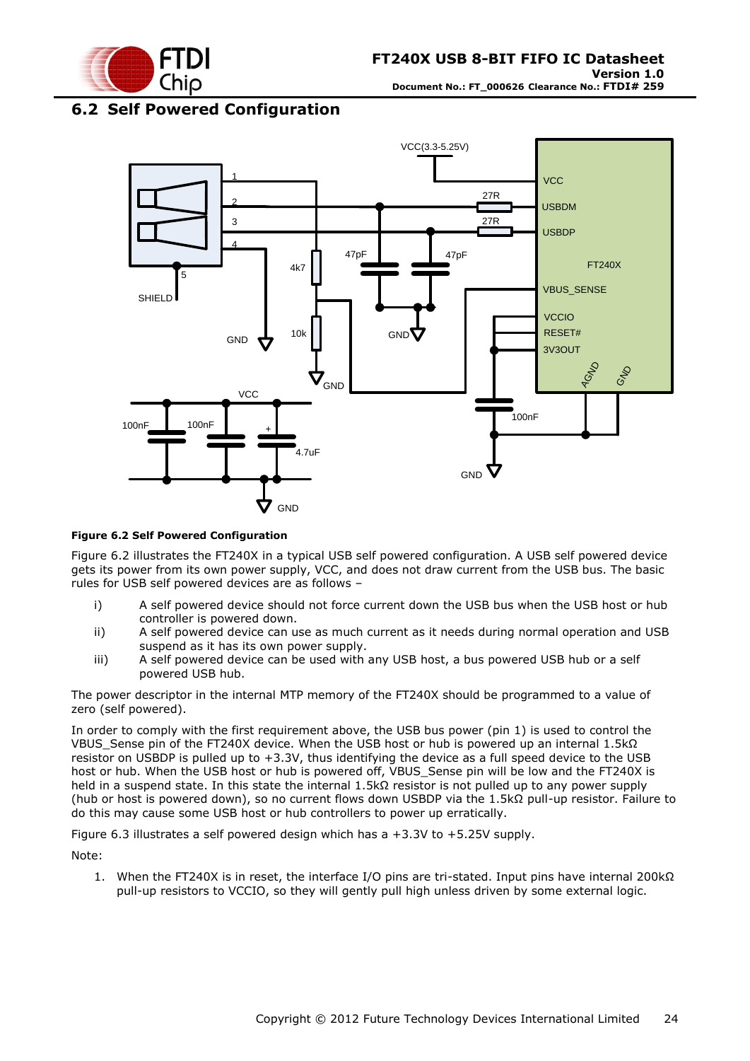## 6.2 Self Powered Configuration

**Figure 6.2 Self Powered Configuration**

Figure 6.2 illustrates the FT240X in a typical USB self powered configuration. A USB self powered device gets its power from its own power supply, VCC, and does not draw current from the USB bus. The basic rules for USB self powered devices are as follows –

i) A self powered device should not force current down the USB bus when the USB host or hub controller is powered down.

ii) A self powered device can use as much current as it needs during normal operation and USB suspend as it has its own power supply.

iii) A self powered device can be used with any USB host, a bus powered USB hub or a self powered USB hub.

The power descriptor in the internal MTP memory of the FT240X should be programmed to a value of zero (self powered).

In order to comply with the first requirement above, the USB bus power (pin 1) is used to control the VBUS_Sense pin of the FT240X device. When the USB host or hub is powered up an internal 1.5kΩ resistor on USBDP is pulled up to +3.3V, thus identifying the device as a full speed device to the USB host or hub. When the USB host or hub is powered off, VBUS_Sense pin will be low and the FT240X is held in a suspend state. In this state the internal 1.5kΩ resistor is not pulled up to any power supply (hub or host is powered down), so no current flows down USBDP via the 1.5kΩ pull-up resistor. Failure to do this may cause some USB host or hub controllers to power up erratically.

Figure 6.3 illustrates a self powered design which has a +3.3V to +5.25V supply.

Note:

1. When the FT240X is in reset, the interface I/O pins are tri-stated. Input pins have internal 200kΩ pull-up resistors to VCCIO, so they will gently pull high unless driven by some external logic.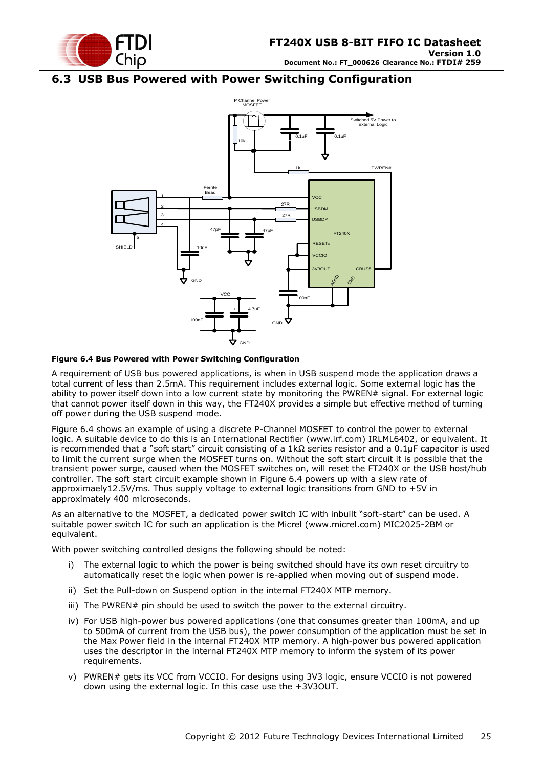## 6.3 USB Bus Powered with Power Switching Configuration

**Figure 6.4 Bus Powered with Power Switching Configuration**

A requirement of USB bus powered applications, is when in USB suspend mode the application draws a total current of less than 2.5mA. This requirement includes external logic. Some external logic has the ability to power itself down into a low current state by monitoring the PWREN# signal. For external logic that cannot power itself down in this way, the FT240X provides a simple but effective method of turning off power during the USB suspend mode.

Figure 6.4 shows an example of using a discrete P-Channel MOSFET to control the power to external logic. A suitable device to do this is an International Rectifier (www.irf.com) IRLML6402, or equivalent. It is recommended that a "soft start" circuit consisting of a 1kΩ series resistor and a 0.1μF capacitor is used to limit the current surge when the MOSFET turns on. Without the soft start circuit it is possible that the transient power surge, caused when the MOSFET switches on, will reset the FT240X or the USB host/hub controller. The soft start circuit example shown in Figure 6.4 powers up with a slew rate of approximaely12.5V/ms. Thus supply voltage to external logic transitions from GND to +5V in approximately 400 microseconds.

As an alternative to the MOSFET, a dedicated power switch IC with inbuilt "soft-start" can be used. A suitable power switch IC for such an application is the Micrel (www.micrel.com) MIC2025-2BM or equivalent.

With power switching controlled designs the following should be noted:

i) The external logic to which the power is being switched should have its own reset circuitry to automatically reset the logic when power is re-applied when moving out of suspend mode.

ii) Set the Pull-down on Suspend option in the internal FT240X MTP memory.

iii) The PWREN# pin should be used to switch the power to the external circuitry.

iv) For USB high-power bus powered applications (one that consumes greater than 100mA, and up to 500mA of current from the USB bus), the power consumption of the application must be set in the Max Power field in the internal FT240X MTP memory. A high-power bus powered application uses the descriptor in the internal FT240X MTP memory to inform the system of its power requirements.

v) PWREN# gets its VCC from VCCIO. For designs using 3V3 logic, ensure VCCIO is not powered down using the external logic. In this case use the +3V3OUT.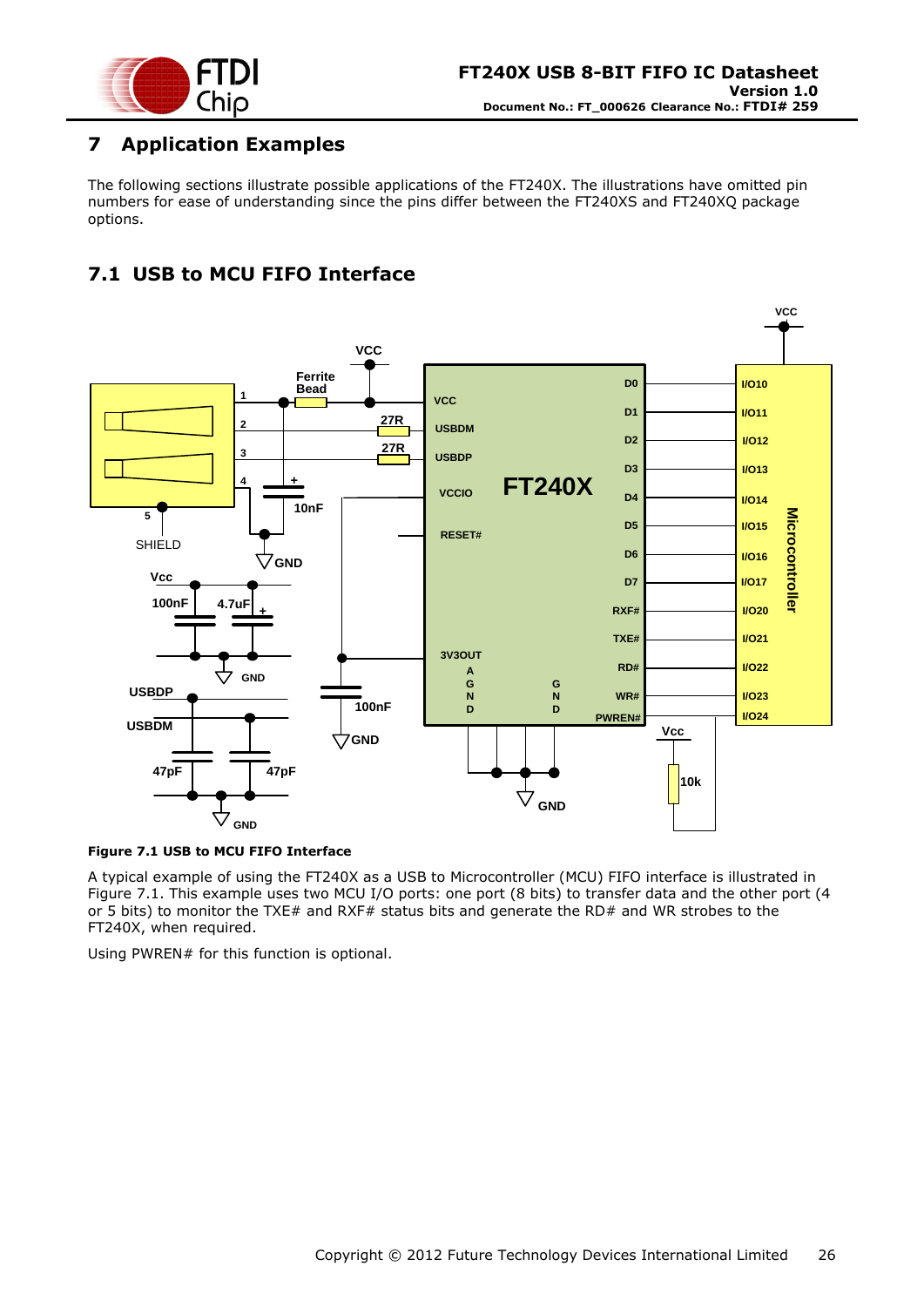# 7 Application Examples

The following sections illustrate possible applications of the FT240X. The illustrations have omitted pin numbers for ease of understanding since the pins differ between the FT240XS and FT240XQ package options.

## 7.1 USB to MCU FIFO Interface

**Figure 7.1 USB to MCU FIFO Interface**

A typical example of using the FT240X as a USB to Microcontroller (MCU) FIFO interface is illustrated in Figure 7.1. This example uses two MCU I/O ports: one port (8 bits) to transfer data and the other port (4 or 5 bits) to monitor the TXE# and RXF# status bits and generate the RD# and WR strobes to the FT240X, when required.

Using PWREN# for this function is optional.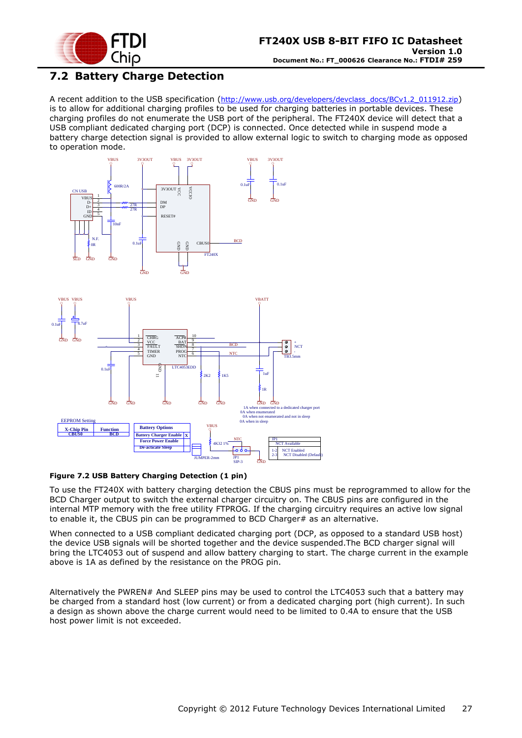## 7.2 Battery Charge Detection

A recent addition to the USB specification (http://www.usb.org/developers/devclass_docs/BCv1.2_011912.zip) is to allow for additional charging profiles to be used for charging batteries in portable devices. These charging profiles do not enumerate the USB port of the peripheral. The FT240X device will detect that a USB compliant dedicated charging port (DCP) is connected. Once detected while in suspend mode a battery charge detection signal is provided to allow external logic to switch to charging mode as opposed to operation mode.

**Figure 7.2 USB Battery Charging Detection (1 pin)**

To use the FT240X with battery charging detection the CBUS pins must be reprogrammed to allow for the BCD Charger output to switch the external charger circuitry on. The CBUS pins are configured in the internal MTP memory with the free utility FTPROG. If the charging circuitry requires an active low signal to enable it, the CBUS pin can be programmed to BCD Charger# as an alternative.

When connected to a USB compliant dedicated charging port (DCP, as opposed to a standard USB host) the device USB signals will be shorted together and the device suspended.The BCD charger signal will bring the LTC4053 out of suspend and allow battery charging to start. The charge current in the example above is 1A as defined by the resistance on the PROG pin.

Alternatively the PWREN# And SLEEP pins may be used to control the LTC4053 such that a battery may be charged from a standard host (low current) or from a dedicated charging port (high current). In such a design as shown above the charge current would need to be limited to 0.4A to ensure that the USB host power limit is not exceeded.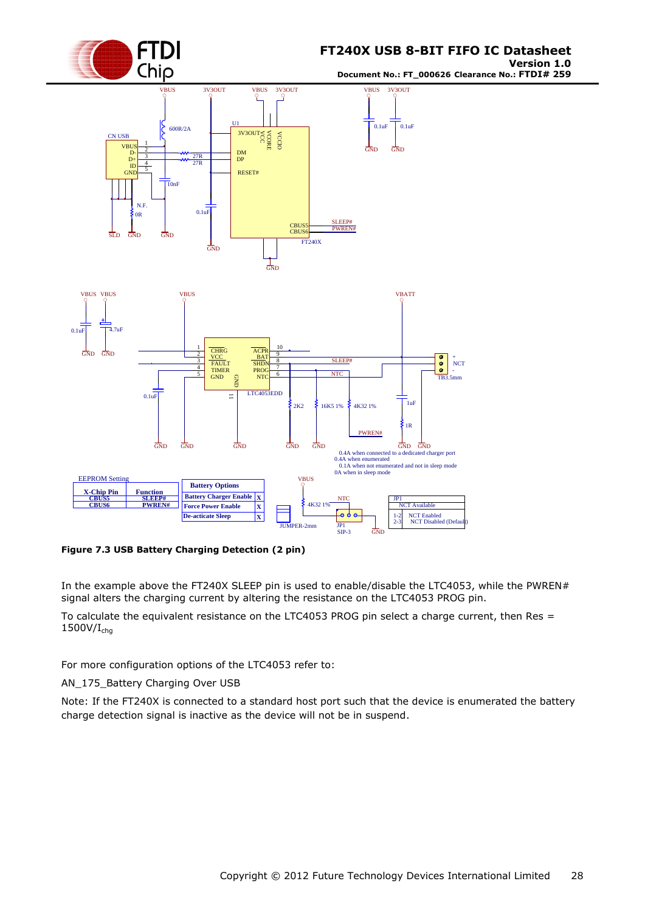**Figure 7.3 USB Battery Charging Detection (2 pin)**

In the example above the FT240X SLEEP pin is used to enable/disable the LTC4053, while the PWREN# signal alters the charging current by altering the resistance on the LTC4053 PROG pin.

To calculate the equivalent resistance on the LTC4053 PROG pin select a charge current, then Res = 1500V/$I_{chg}$

For more configuration options of the LTC4053 refer to:

AN_175_Battery Charging Over USB

Note: If the FT240X is connected to a standard host port such that the device is enumerated the battery charge detection signal is inactive as the device will not be in suspend.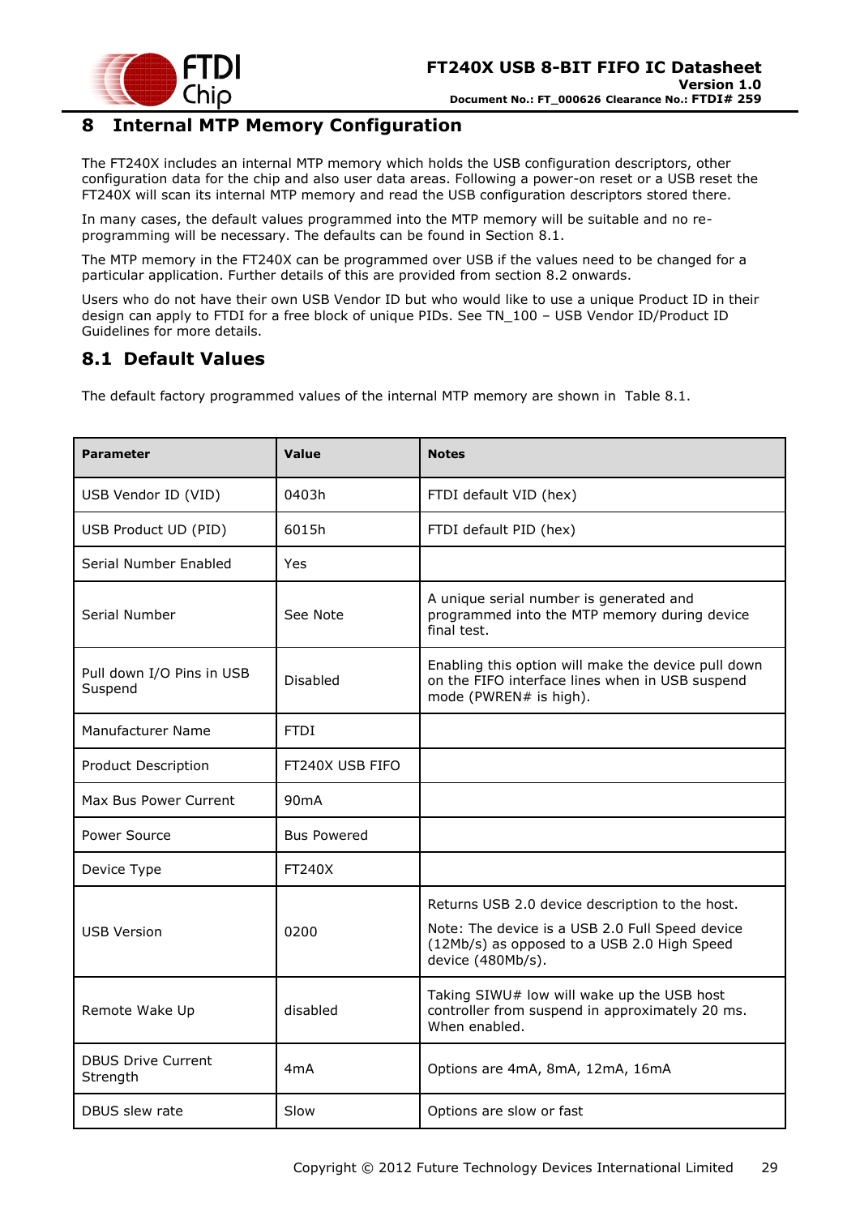# 8 Internal MTP Memory Configuration

The FT240X includes an internal MTP memory which holds the USB configuration descriptors, other configuration data for the chip and also user data areas. Following a power-on reset or a USB reset the FT240X will scan its internal MTP memory and read the USB configuration descriptors stored there.

In many cases, the default values programmed into the MTP memory will be suitable and no re-programming will be necessary. The defaults can be found in Section 8.1.

The MTP memory in the FT240X can be programmed over USB if the values need to be changed for a particular application. Further details of this are provided from section 8.2 onwards.

Users who do not have their own USB Vendor ID but who would like to use a unique Product ID in their design can apply to FTDI for a free block of unique PIDs. See TN_100 – USB Vendor ID/Product ID Guidelines for more details.

## 8.1 Default Values

The default factory programmed values of the internal MTP memory are shown in Table 8.1.

| Parameter | Value | Notes |
|---|---|---|
| USB Vendor ID (VID) | 0403h | FTDI default VID (hex) |
| USB Product UD (PID) | 6015h | FTDI default PID (hex) |
| Serial Number Enabled | Yes | |
| Serial Number | See Note | A unique serial number is generated and programmed into the MTP memory during device final test. |
| Pull down I/O Pins in USB Suspend | Disabled | Enabling this option will make the device pull down on the FIFO interface lines when in USB suspend mode (PWREN# is high). |
| Manufacturer Name | FTDI | |
| Product Description | FT240X USB FIFO | |
| Max Bus Power Current | 90mA | |
| Power Source | Bus Powered | |
| Device Type | FT240X | |
| USB Version | 0200 | Returns USB 2.0 device description to the host.<br>Note: The device is a USB 2.0 Full Speed device (12Mb/s) as opposed to a USB 2.0 High Speed device (480Mb/s). |
| Remote Wake Up | disabled | Taking SIWU# low will wake up the USB host controller from suspend in approximately 20 ms. When enabled. |
| DBUS Drive Current Strength | 4mA | Options are 4mA, 8mA, 12mA, 16mA |
| DBUS slew rate | Slow | Options are slow or fast |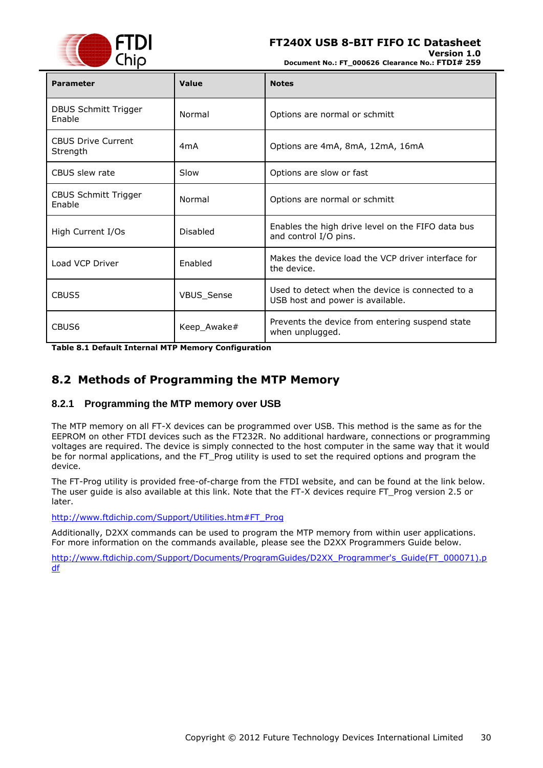| Parameter | Value | Notes |
|---|---|---|
| DBUS Schmitt Trigger Enable | Normal | Options are normal or schmitt |
| CBUS Drive Current Strength | 4mA | Options are 4mA, 8mA, 12mA, 16mA |
| CBUS slew rate | Slow | Options are slow or fast |
| CBUS Schmitt Trigger Enable | Normal | Options are normal or schmitt |
| High Current I/Os | Disabled | Enables the high drive level on the FIFO data bus and control I/O pins. |
| Load VCP Driver | Enabled | Makes the device load the VCP driver interface for the device. |
| CBUS5 | VBUS_Sense | Used to detect when the device is connected to a USB host and power is available. |
| CBUS6 | Keep_Awake# | Prevents the device from entering suspend state when unplugged. |

**Table 8.1 Default Internal MTP Memory Configuration**

## 8.2 Methods of Programming the MTP Memory

### 8.2.1 Programming the MTP memory over USB

The MTP memory on all FT-X devices can be programmed over USB. This method is the same as for the EEPROM on other FTDI devices such as the FT232R. No additional hardware, connections or programming voltages are required. The device is simply connected to the host computer in the same way that it would be for normal applications, and the FT_Prog utility is used to set the required options and program the device.

The FT-Prog utility is provided free-of-charge from the FTDI website, and can be found at the link below. The user guide is also available at this link. Note that the FT-X devices require FT_Prog version 2.5 or later.

http://www.ftdichip.com/Support/Utilities.htm#FT_Prog

Additionally, D2XX commands can be used to program the MTP memory from within user applications. For more information on the commands available, please see the D2XX Programmers Guide below.

http://www.ftdichip.com/Support/Documents/ProgramGuides/D2XX_Programmer's_Guide(FT_000071).pdf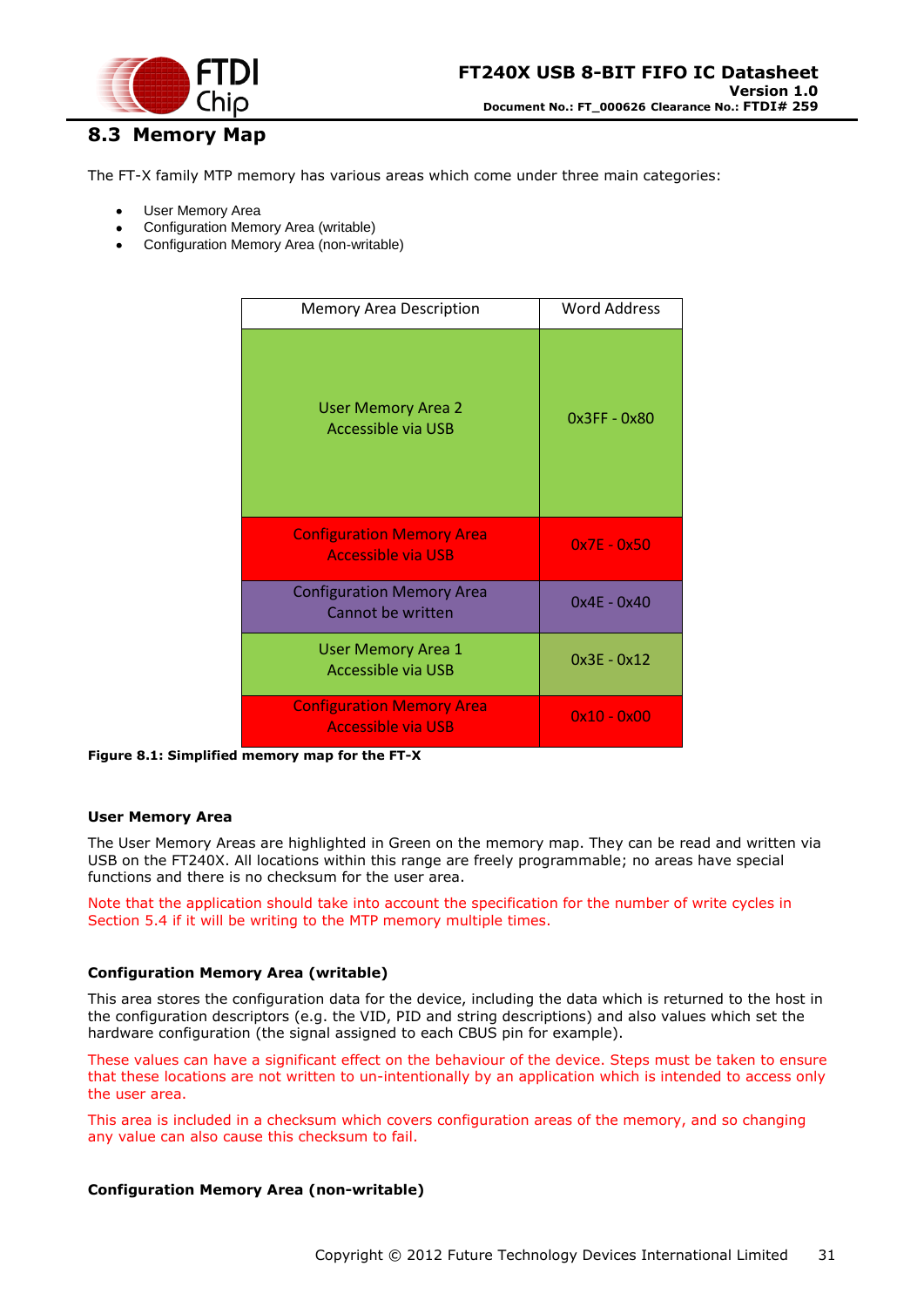## 8.3 Memory Map

The FT-X family MTP memory has various areas which come under three main categories:

- User Memory Area
- Configuration Memory Area (writable)
- Configuration Memory Area (non-writable)

| Memory Area Description | Word Address |
|---|---|
| User Memory Area 2<br>Accessible via USB | 0x3FF - 0x80 |
| Configuration Memory Area<br>Accessible via USB | 0x7E - 0x50 |
| Configuration Memory Area<br>Cannot be written | 0x4E - 0x40 |
| User Memory Area 1<br>Accessible via USB | 0x3E - 0x12 |
| Configuration Memory Area<br>Accessible via USB | 0x10 - 0x00 |

**Figure 8.1: Simplified memory map for the FT-X**

**User Memory Area**

The User Memory Areas are highlighted in Green on the memory map. They can be read and written via USB on the FT240X. All locations within this range are freely programmable; no areas have special functions and there is no checksum for the user area.

Note that the application should take into account the specification for the number of write cycles in Section 5.4 if it will be writing to the MTP memory multiple times.

**Configuration Memory Area (writable)**

This area stores the configuration data for the device, including the data which is returned to the host in the configuration descriptors (e.g. the VID, PID and string descriptions) and also values which set the hardware configuration (the signal assigned to each CBUS pin for example).

These values can have a significant effect on the behaviour of the device. Steps must be taken to ensure that these locations are not written to un-intentionally by an application which is intended to access only the user area.

This area is included in a checksum which covers configuration areas of the memory, and so changing any value can also cause this checksum to fail.

**Configuration Memory Area (non-writable)**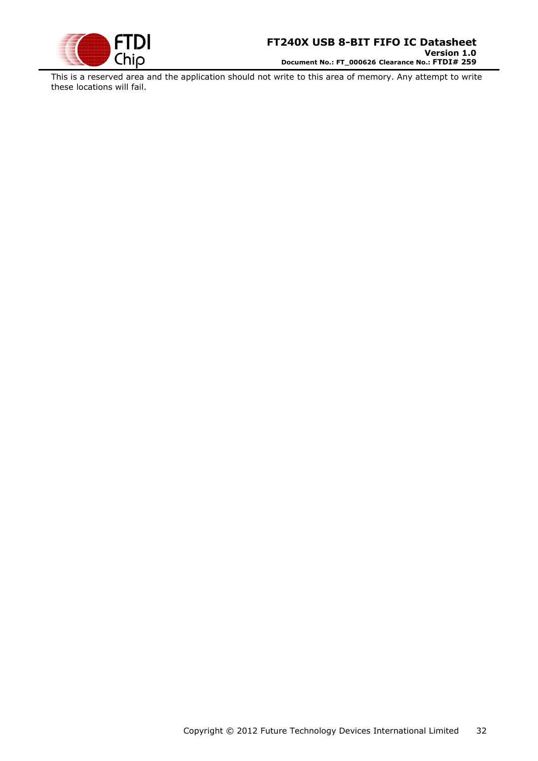This is a reserved area and the application should not write to this area of memory. Any attempt to write these locations will fail.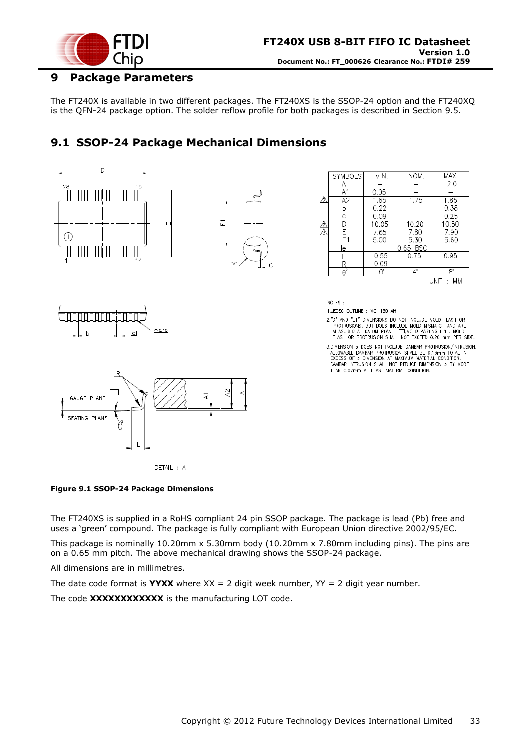# 9 Package Parameters

The FT240X is available in two different packages. The FT240XS is the SSOP-24 option and the FT240XQ is the QFN-24 package option. The solder reflow profile for both packages is described in Section 9.5.

## 9.1 SSOP-24 Package Mechanical Dimensions

| SYMBOLS | MIN. | NOM. | MAX. |
|---|---|---|---|
| A | – | – | 2.0 |
| A1 | 0.05 | – | – |
| A2 | 1.65 | 1.75 | 1.85 |
| b | 0.22 | – | 0.38 |
| c | 0.09 | – | 0.25 |
| D | 10.05 | 10.20 | 10.50 |
| E | 7.65 | 7.80 | 7.90 |
| E1 | 5.00 | 5.30 | 5.60 |
| e | | 0.65 BSC | |
| L | 0.55 | 0.75 | 0.95 |
| R | 0.09 | – | – |
| θ° | 0° | 4° | 8° |

UNIT : MM

NOTES :

1.JEDEC OUTLINE : MO-150 AH

2."D" AND "E1" DIMENSIONS DO NOT INCLUDE MOLD FLASH OR PROTRUSIONS, BUT DOES INCLUDE MOLD MISMATCH AND ARE MEASURED AT DATUM PLANE H. MOLD PARTING LINE. MOLD FLASH OR PROTRUSION SHALL NOT EXCEED 0.20 mm PER SIDE.

3.DIMENSION b DOES NOT INCLUDE DAMBAR PROTRUSION/INTRUSION. ALLOWABLE DAMBAR PROTRUSION SHALL BE 0.13mm TOTAL IN EXCESS OF b DIMENSION AT MAXIMUM MATERIAL CONDITION. DAMBAR INTRUSION SHALL NOT REDUCE DIMENSION b BY MORE THAN 0.07mm AT LEAST MATERIAL CONDITION.

**Figure 9.1 SSOP-24 Package Dimensions**

The FT240XS is supplied in a RoHS compliant 24 pin SSOP package. The package is lead (Pb) free and uses a 'green' compound. The package is fully compliant with European Union directive 2002/95/EC.

This package is nominally 10.20mm x 5.30mm body (10.20mm x 7.80mm including pins). The pins are on a 0.65 mm pitch. The above mechanical drawing shows the SSOP-24 package.

All dimensions are in millimetres.

The date code format is **YYXX** where XX = 2 digit week number, YY = 2 digit year number.

The code **XXXXXXXXXXXX** is the manufacturing LOT code.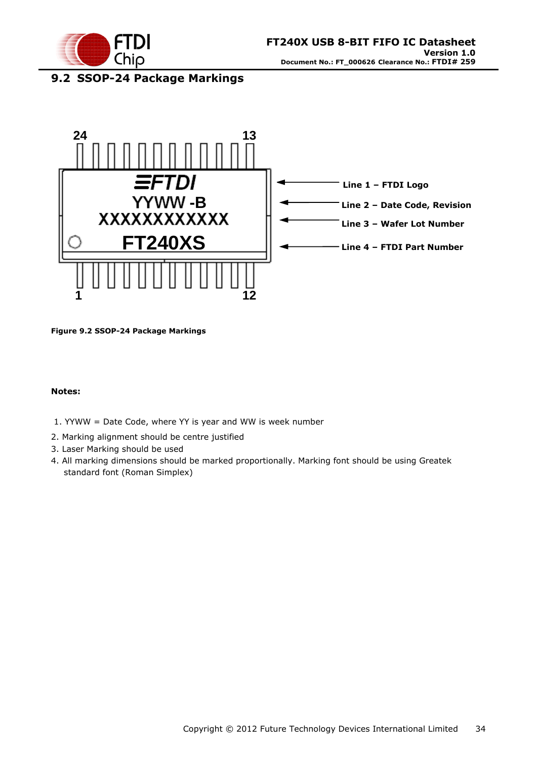## 9.2 SSOP-24 Package Markings

Figure 9.2 SSOP-24 Package Markings

**Notes:**

1. YYWW = Date Code, where YY is year and WW is week number
2. Marking alignment should be centre justified
3. Laser Marking should be used
4. All marking dimensions should be marked proportionally. Marking font should be using Greatek standard font (Roman Simplex)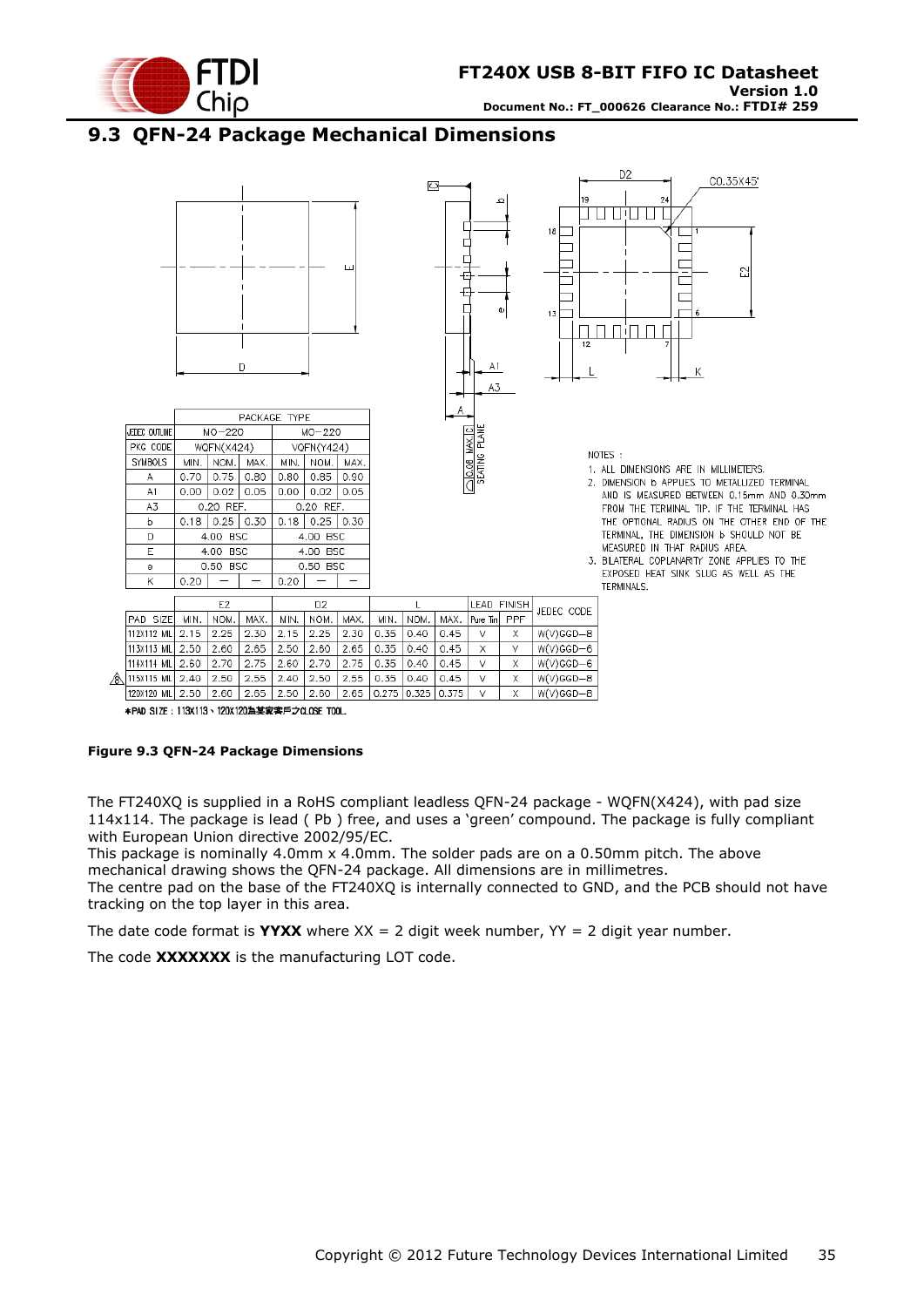## 9.3 QFN-24 Package Mechanical Dimensions

| | PACKAGE TYPE | | | | | |
|---|---|---|---|---|---|---|
| JEDEC OUTLINE | MO-220 | | | MO-220 | | |
| PKG CODE | WQFN(X424) | | | VQFN(Y424) | | |
| SYMBOLS | MIN. | NOM. | MAX. | MIN. | NOM. | MAX. |
| A | 0.70 | 0.75 | 0.80 | 0.80 | 0.85 | 0.90 |
| A1 | 0.00 | 0.02 | 0.05 | 0.00 | 0.02 | 0.05 |
| A3 | 0.20 REF. | | | 0.20 REF. | | |
| b | 0.18 | 0.25 | 0.30 | 0.18 | 0.25 | 0.30 |
| D | 4.00 BSC | | | 4.00 BSC | | |
| E | 4.00 BSC | | | 4.00 BSC | | |
| e | 0.50 BSC | | | 0.50 BSC | | |
| K | 0.20 | — | — | 0.20 | — | — |

| | E2 | | | D2 | | | L | | | LEAD FINISH | | JEDEC CODE |
|---|---|---|---|---|---|---|---|---|---|---|---|---|
| PAD SIZE | MIN. | NOM. | MAX. | MIN. | NOM. | MAX. | MIN. | NOM. | MAX. | Pure Tin | PPF | |
| 112X112 MIL | 2.15 | 2.25 | 2.30 | 2.15 | 2.25 | 2.30 | 0.35 | 0.40 | 0.45 | V | X | W(V)GGD-8 |
| 113X113 MIL | 2.50 | 2.60 | 2.65 | 2.50 | 2.60 | 2.65 | 0.35 | 0.40 | 0.45 | X | V | W(V)GGD-6 |
| 114X114 MIL | 2.60 | 2.70 | 2.75 | 2.60 | 2.70 | 2.75 | 0.35 | 0.40 | 0.45 | V | X | W(V)GGD-6 |
| 115X115 MIL | 2.40 | 2.50 | 2.55 | 2.40 | 2.50 | 2.55 | 0.35 | 0.40 | 0.45 | V | X | W(V)GGD-8 |
| 120X120 MIL | 2.50 | 2.60 | 2.65 | 2.50 | 2.60 | 2.65 | 0.275 | 0.325 | 0.375 | V | X | W(V)GGD-8 |

*PAD SIZE : 113X113、120X120為某客戶之CLOSE TOOL.

NOTES :

1. ALL DIMENSIONS ARE IN MILLIMETERS.
2. DIMENSION b APPLIES TO METALLIZED TERMINAL AND IS MEASURED BETWEEN 0.15mm AND 0.30mm FROM THE TERMINAL TIP. IF THE TERMINAL HAS THE OPTIONAL RADIUS ON THE OTHER END OF THE TERMINAL, THE DIMENSION b SHOULD NOT BE MEASURED IN THAT RADIUS AREA.
3. BILATERAL COPLANARITY ZONE APPLIES TO THE EXPOSED HEAT SINK SLUG AS WELL AS THE TERMINALS.

**Figure 9.3 QFN-24 Package Dimensions**

The FT240XQ is supplied in a RoHS compliant leadless QFN-24 package - WQFN(X424), with pad size 114x114. The package is lead ( Pb ) free, and uses a 'green' compound. The package is fully compliant with European Union directive 2002/95/EC.
This package is nominally 4.0mm x 4.0mm. The solder pads are on a 0.50mm pitch. The above mechanical drawing shows the QFN-24 package. All dimensions are in millimetres.
The centre pad on the base of the FT240XQ is internally connected to GND, and the PCB should not have tracking on the top layer in this area.

The date code format is **YYXX** where XX = 2 digit week number, YY = 2 digit year number.

The code **XXXXXXX** is the manufacturing LOT code.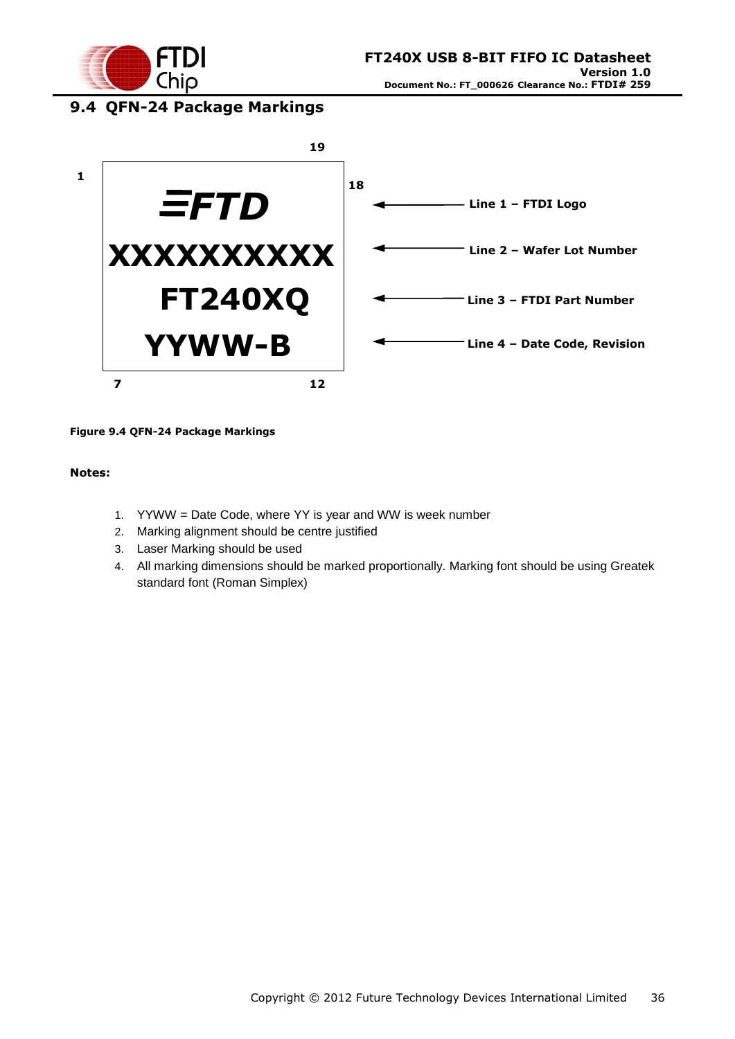## 9.4 QFN-24 Package Markings

19

1

18

FTD

XXXXXXXXXX

FT240XQ

YYWW-B

7

12

Line 1 – FTDI Logo

Line 2 – Wafer Lot Number

Line 3 – FTDI Part Number

Line 4 – Date Code, Revision

**Figure 9.4 QFN-24 Package Markings**

**Notes:**

1. YYWW = Date Code, where YY is year and WW is week number
2. Marking alignment should be centre justified
3. Laser Marking should be used
4. All marking dimensions should be marked proportionally. Marking font should be using Greatek standard font (Roman Simplex)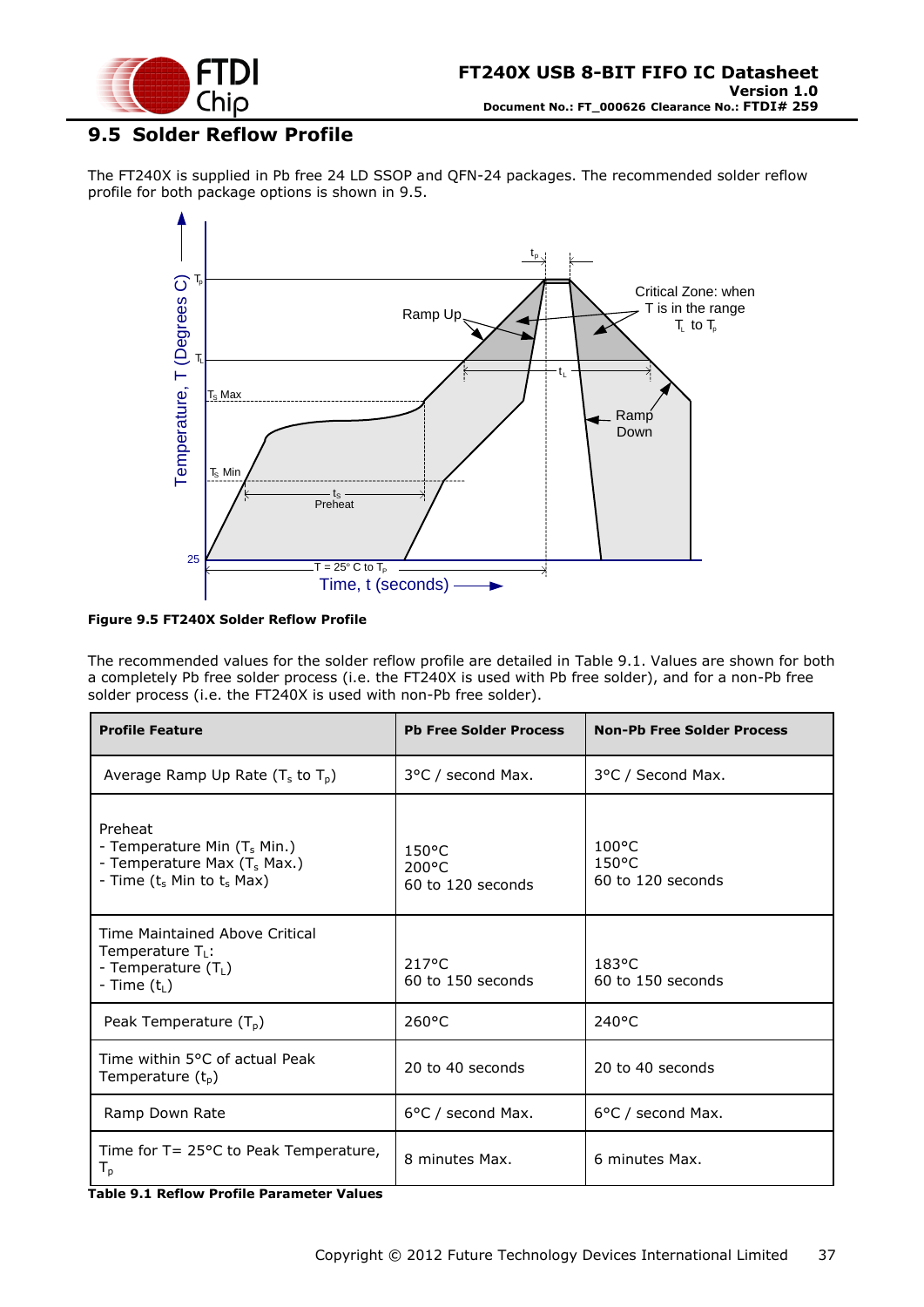## 9.5 Solder Reflow Profile

The FT240X is supplied in Pb free 24 LD SSOP and QFN-24 packages. The recommended solder reflow profile for both package options is shown in 9.5.

**Figure 9.5 FT240X Solder Reflow Profile**

The recommended values for the solder reflow profile are detailed in Table 9.1. Values are shown for both a completely Pb free solder process (i.e. the FT240X is used with Pb free solder), and for a non-Pb free solder process (i.e. the FT240X is used with non-Pb free solder).

| Profile Feature | Pb Free Solder Process | Non-Pb Free Solder Process |
|---|---|---|
| Average Ramp Up Rate ($T_s$ to $T_p$) | 3°C / second Max. | 3°C / Second Max. |
| Preheat<br>- Temperature Min ($T_s$ Min.)<br>- Temperature Max ($T_s$ Max.)<br>- Time ($t_s$ Min to $t_s$ Max) | 150°C<br>200°C<br>60 to 120 seconds | 100°C<br>150°C<br>60 to 120 seconds |
| Time Maintained Above Critical Temperature $T_L$:<br>- Temperature ($T_L$)<br>- Time ($t_L$) | 217°C<br>60 to 150 seconds | 183°C<br>60 to 150 seconds |
| Peak Temperature ($T_p$) | 260°C | 240°C |
| Time within 5°C of actual Peak Temperature ($t_p$) | 20 to 40 seconds | 20 to 40 seconds |
| Ramp Down Rate | 6°C / second Max. | 6°C / second Max. |
| Time for T= 25°C to Peak Temperature, $T_p$ | 8 minutes Max. | 6 minutes Max. |

**Table 9.1 Reflow Profile Parameter Values**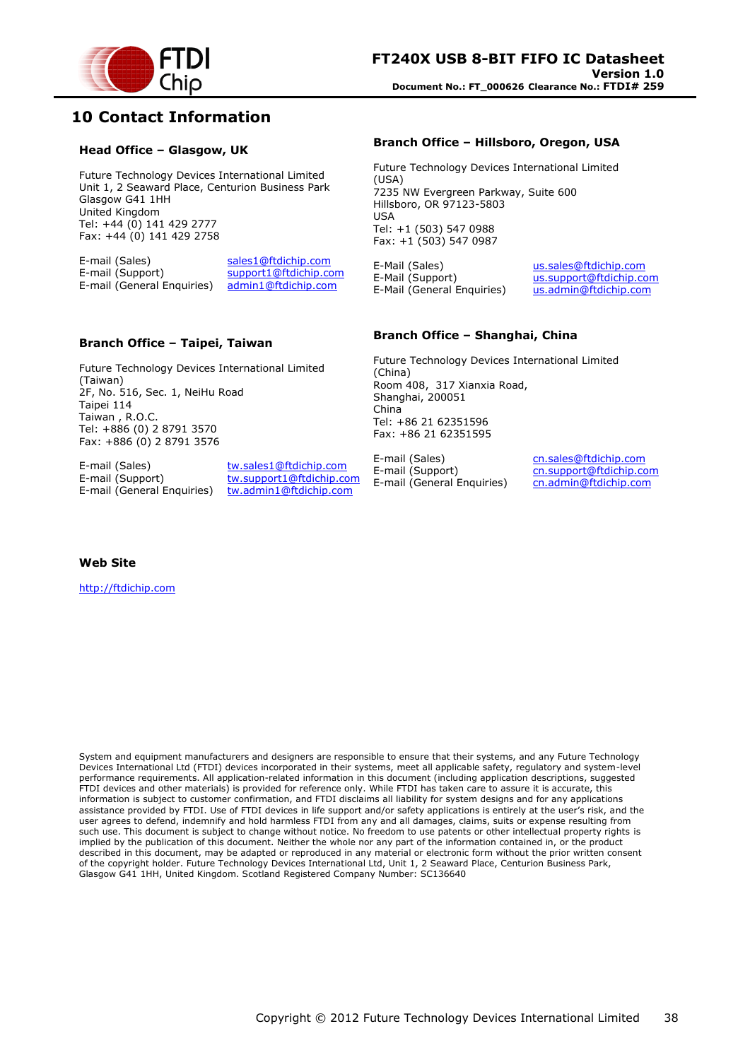# 10 Contact Information

### Head Office – Glasgow, UK

Future Technology Devices International Limited
Unit 1, 2 Seaward Place, Centurion Business Park
Glasgow G41 1HH
United Kingdom
Tel: +44 (0) 141 429 2777
Fax: +44 (0) 141 429 2758

| | |
|---|---|
| E-mail (Sales) | sales1@ftdichip.com |
| E-mail (Support) | support1@ftdichip.com |
| E-mail (General Enquiries) | admin1@ftdichip.com |

### Branch Office – Hillsboro, Oregon, USA

Future Technology Devices International Limited (USA)
7235 NW Evergreen Parkway, Suite 600
Hillsboro, OR 97123-5803
USA
Tel: +1 (503) 547 0988
Fax: +1 (503) 547 0987

| | |
|---|---|
| E-Mail (Sales) | us.sales@ftdichip.com |
| E-Mail (Support) | us.support@ftdichip.com |
| E-Mail (General Enquiries) | us.admin@ftdichip.com |

### Branch Office – Taipei, Taiwan

Future Technology Devices International Limited (Taiwan)
2F, No. 516, Sec. 1, NeiHu Road
Taipei 114
Taiwan , R.O.C.
Tel: +886 (0) 2 8791 3570
Fax: +886 (0) 2 8791 3576

| | |
|---|---|
| E-mail (Sales) | tw.sales1@ftdichip.com |
| E-mail (Support) | tw.support1@ftdichip.com |
| E-mail (General Enquiries) | tw.admin1@ftdichip.com |

### Branch Office – Shanghai, China

Future Technology Devices International Limited (China)
Room 408, 317 Xianxia Road,
Shanghai, 200051
China
Tel: +86 21 62351596
Fax: +86 21 62351595

| | |
|---|---|
| E-mail (Sales) | cn.sales@ftdichip.com |
| E-mail (Support) | cn.support@ftdichip.com |
| E-mail (General Enquiries) | cn.admin@ftdichip.com |

### Web Site

http://ftdichip.com

System and equipment manufacturers and designers are responsible to ensure that their systems, and any Future Technology Devices International Ltd (FTDI) devices incorporated in their systems, meet all applicable safety, regulatory and system-level performance requirements. All application-related information in this document (including application descriptions, suggested FTDI devices and other materials) is provided for reference only. While FTDI has taken care to assure it is accurate, this information is subject to customer confirmation, and FTDI disclaims all liability for system designs and for any applications assistance provided by FTDI. Use of FTDI devices in life support and/or safety applications is entirely at the user's risk, and the user agrees to defend, indemnify and hold harmless FTDI from any and all damages, claims, suits or expense resulting from such use. This document is subject to change without notice. No freedom to use patents or other intellectual property rights is implied by the publication of this document. Neither the whole nor any part of the information contained in, or the product described in this document, may be adapted or reproduced in any material or electronic form without the prior written consent of the copyright holder. Future Technology Devices International Ltd, Unit 1, 2 Seaward Place, Centurion Business Park, Glasgow G41 1HH, United Kingdom. Scotland Registered Company Number: SC136640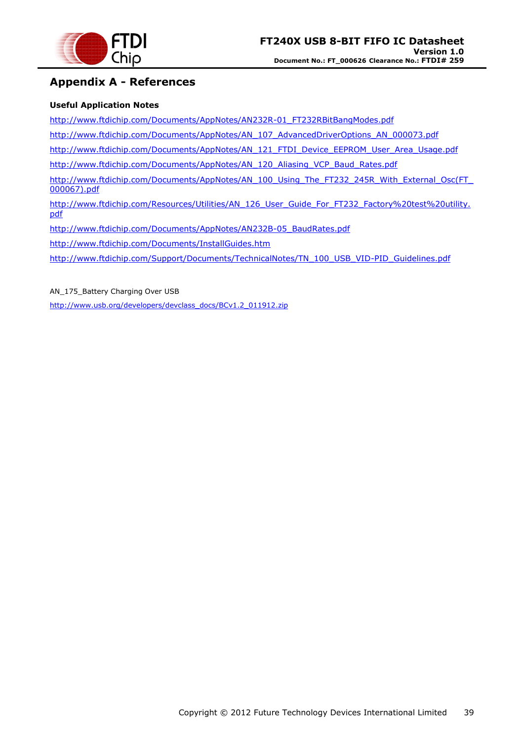# Appendix A - References

**Useful Application Notes**

http://www.ftdichip.com/Documents/AppNotes/AN232R-01_FT232RBitBangModes.pdf

http://www.ftdichip.com/Documents/AppNotes/AN_107_AdvancedDriverOptions_AN_000073.pdf

http://www.ftdichip.com/Documents/AppNotes/AN_121_FTDI_Device_EEPROM_User_Area_Usage.pdf

http://www.ftdichip.com/Documents/AppNotes/AN_120_Aliasing_VCP_Baud_Rates.pdf

http://www.ftdichip.com/Documents/AppNotes/AN_100_Using_The_FT232_245R_With_External_Osc(FT_000067).pdf

http://www.ftdichip.com/Resources/Utilities/AN_126_User_Guide_For_FT232_Factory%20test%20utility.pdf

http://www.ftdichip.com/Documents/AppNotes/AN232B-05_BaudRates.pdf

http://www.ftdichip.com/Documents/InstallGuides.htm

http://www.ftdichip.com/Support/Documents/TechnicalNotes/TN_100_USB_VID-PID_Guidelines.pdf

AN_175_Battery Charging Over USB

http://www.usb.org/developers/devclass_docs/BCv1.2_011912.zip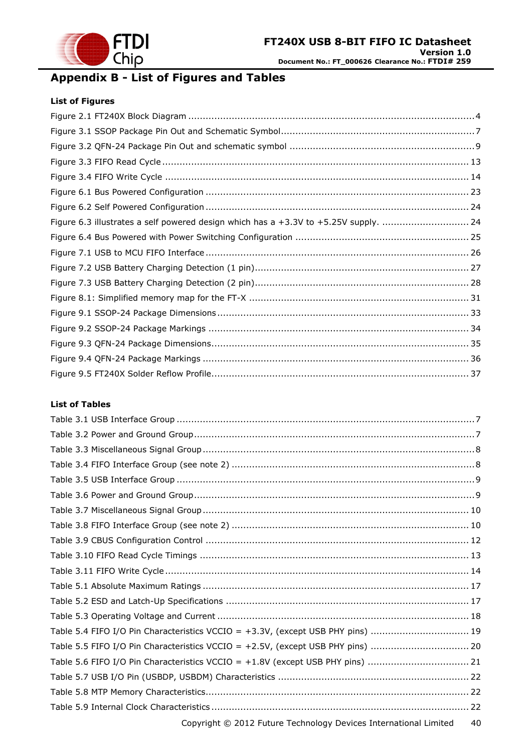# Appendix B - List of Figures and Tables

### List of Figures

Figure 2.1 FT240X Block Diagram ....................................................................................................4

Figure 3.1 SSOP Package Pin Out and Schematic Symbol....................................................................7

Figure 3.2 QFN-24 Package Pin Out and schematic symbol .................................................................9

Figure 3.3 FIFO Read Cycle .......................................................................................................... 13

Figure 3.4 FIFO Write Cycle ......................................................................................................... 14

Figure 6.1 Bus Powered Configuration ........................................................................................... 23

Figure 6.2 Self Powered Configuration ........................................................................................... 24

Figure 6.3 illustrates a self powered design which has a +3.3V to +5.25V supply. ............................. 24

Figure 6.4 Bus Powered with Power Switching Configuration ............................................................ 25

Figure 7.1 USB to MCU FIFO Interface ........................................................................................... 26

Figure 7.2 USB Battery Charging Detection (1 pin).......................................................................... 27

Figure 7.3 USB Battery Charging Detection (2 pin).......................................................................... 28

Figure 8.1: Simplified memory map for the FT-X ............................................................................ 31

Figure 9.1 SSOP-24 Package Dimensions ....................................................................................... 33

Figure 9.2 SSOP-24 Package Markings .......................................................................................... 34

Figure 9.3 QFN-24 Package Dimensions......................................................................................... 35

Figure 9.4 QFN-24 Package Markings ............................................................................................ 36

Figure 9.5 FT240X Solder Reflow Profile......................................................................................... 37

### List of Tables

Table 3.1 USB Interface Group .......................................................................................................7

Table 3.2 Power and Ground Group.................................................................................................7

Table 3.3 Miscellaneous Signal Group..............................................................................................8

Table 3.4 FIFO Interface Group (see note 2) ....................................................................................8

Table 3.5 USB Interface Group .......................................................................................................9

Table 3.6 Power and Ground Group.................................................................................................9

Table 3.7 Miscellaneous Signal Group............................................................................................ 10

Table 3.8 FIFO Interface Group (see note 2) .................................................................................. 10

Table 3.9 CBUS Configuration Control ........................................................................................... 12

Table 3.10 FIFO Read Cycle Timings ............................................................................................. 13

Table 3.11 FIFO Write Cycle......................................................................................................... 14

Table 5.1 Absolute Maximum Ratings ............................................................................................ 17

Table 5.2 ESD and Latch-Up Specifications .................................................................................... 17

Table 5.3 Operating Voltage and Current ....................................................................................... 18

Table 5.4 FIFO I/O Pin Characteristics VCCIO = +3.3V, (except USB PHY pins) .................................. 19

Table 5.5 FIFO I/O Pin Characteristics VCCIO = +2.5V, (except USB PHY pins) .................................. 20

Table 5.6 FIFO I/O Pin Characteristics VCCIO = +1.8V (except USB PHY pins) ................................... 21

Table 5.7 USB I/O Pin (USBDP, USBDM) Characteristics .................................................................. 22

Table 5.8 MTP Memory Characteristics........................................................................................... 22

Table 5.9 Internal Clock Characteristics ......................................................................................... 22

Copyright © 2012 Future Technology Devices International Limited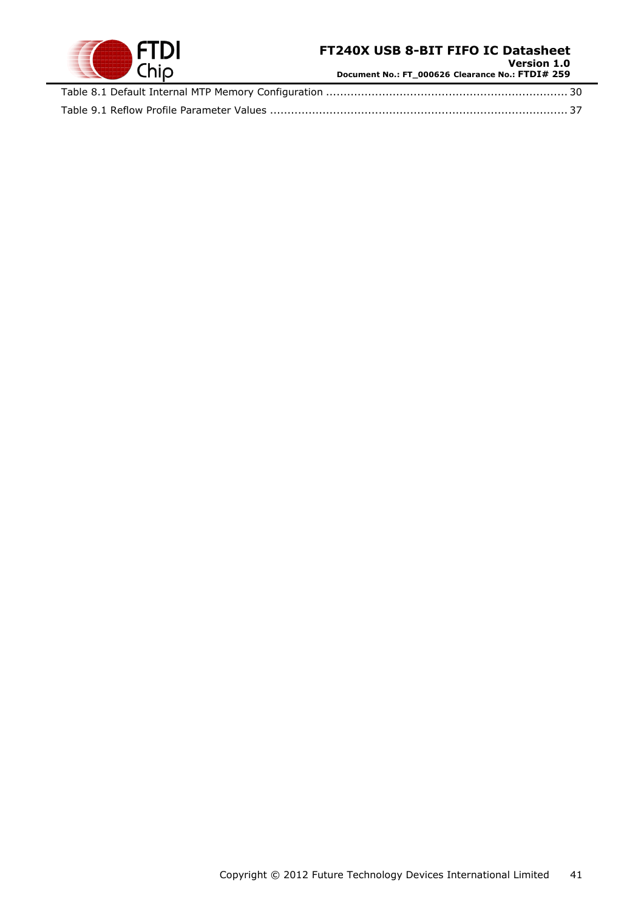Table 8.1 Default Internal MTP Memory Configuration .................................................................... 30

Table 9.1 Reflow Profile Parameter Values .................................................................................... 37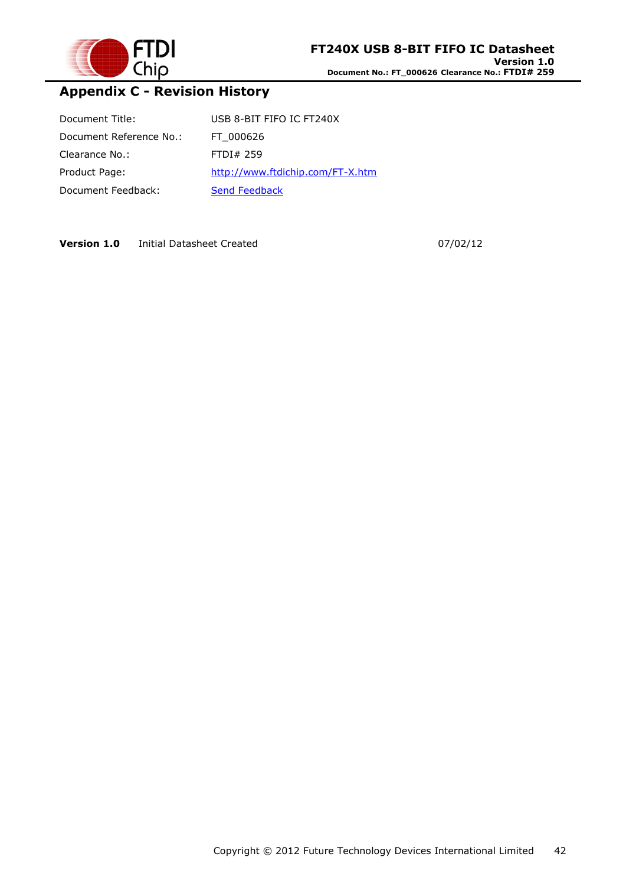# Appendix C - Revision History

| | |
|---|---|
| Document Title: | USB 8-BIT FIFO IC FT240X |
| Document Reference No.: | FT_000626 |
| Clearance No.: | FTDI# 259 |
| Product Page: | [http://www.ftdichip.com/FT-X.htm](http://www.ftdichip.com/FT-X.htm) |
| Document Feedback: | Send Feedback |

| | | |
|---|---|---|
| **Version 1.0** | Initial Datasheet Created | 07/02/12 |